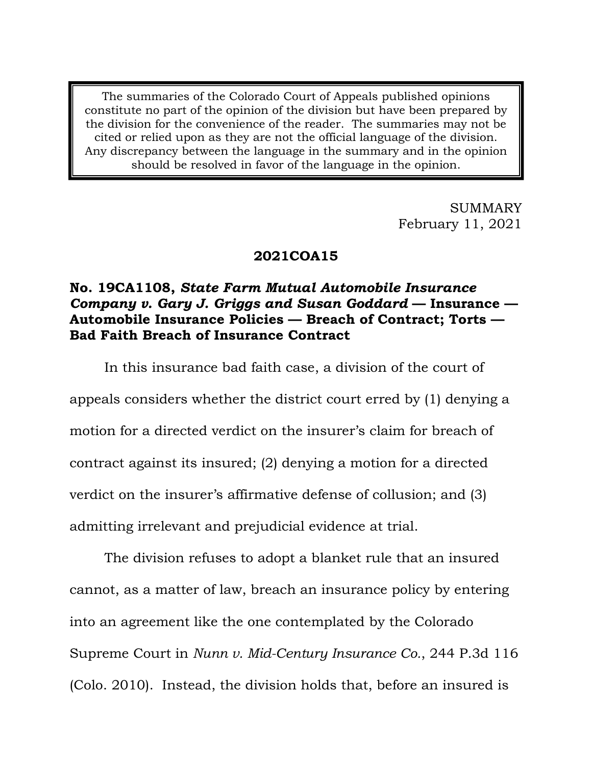The summaries of the Colorado Court of Appeals published opinions constitute no part of the opinion of the division but have been prepared by the division for the convenience of the reader. The summaries may not be cited or relied upon as they are not the official language of the division. Any discrepancy between the language in the summary and in the opinion should be resolved in favor of the language in the opinion.

SUMMARY
February 11, 2021

**2021COA15**

**No. 19CA1108, *State Farm Mutual Automobile Insurance Company v. Gary J. Griggs and Susan Goddard* — Insurance — Automobile Insurance Policies — Breach of Contract; Torts — Bad Faith Breach of Insurance Contract**

In this insurance bad faith case, a division of the court of appeals considers whether the district court erred by (1) denying a motion for a directed verdict on the insurer's claim for breach of contract against its insured; (2) denying a motion for a directed verdict on the insurer's affirmative defense of collusion; and (3) admitting irrelevant and prejudicial evidence at trial.

The division refuses to adopt a blanket rule that an insured cannot, as a matter of law, breach an insurance policy by entering into an agreement like the one contemplated by the Colorado Supreme Court in *Nunn v. Mid-Century Insurance Co.*, 244 P.3d 116 (Colo. 2010). Instead, the division holds that, before an insured is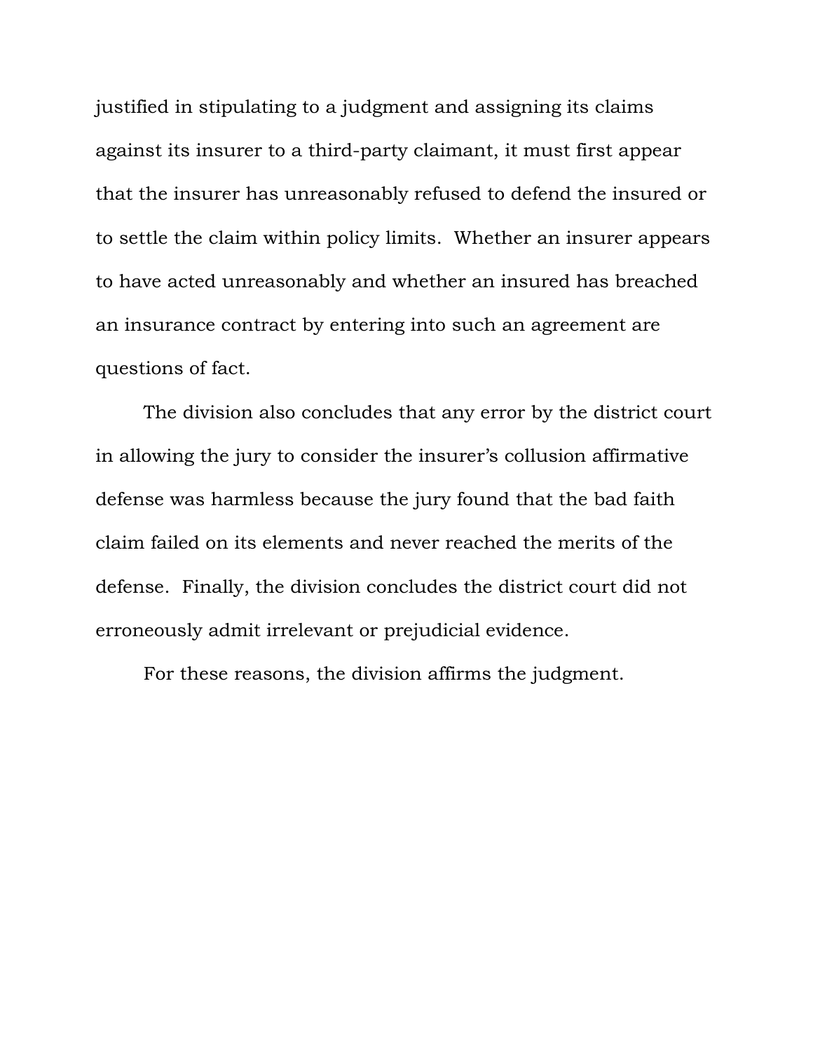justified in stipulating to a judgment and assigning its claims against its insurer to a third-party claimant, it must first appear that the insurer has unreasonably refused to defend the insured or to settle the claim within policy limits. Whether an insurer appears to have acted unreasonably and whether an insured has breached an insurance contract by entering into such an agreement are questions of fact.

The division also concludes that any error by the district court in allowing the jury to consider the insurer's collusion affirmative defense was harmless because the jury found that the bad faith claim failed on its elements and never reached the merits of the defense. Finally, the division concludes the district court did not erroneously admit irrelevant or prejudicial evidence.

For these reasons, the division affirms the judgment.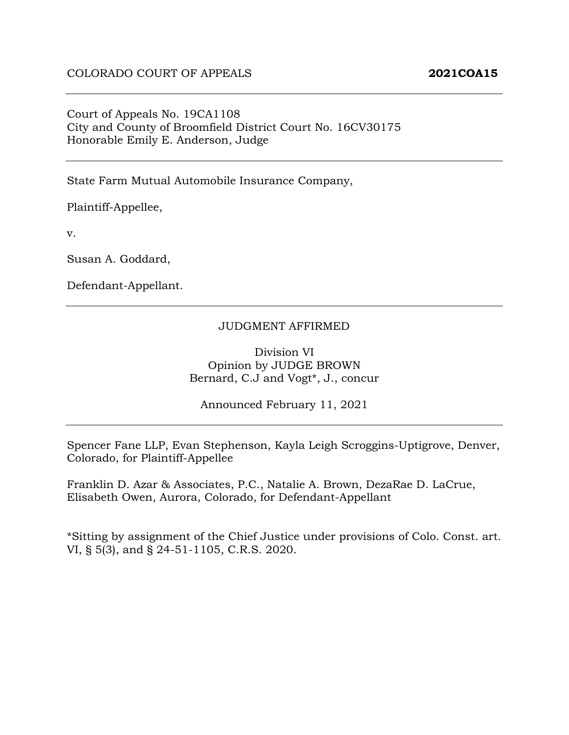COLORADO COURT OF APPEALS **2021COA15**

---

Court of Appeals No. 19CA1108
City and County of Broomfield District Court No. 16CV30175
Honorable Emily E. Anderson, Judge

---

State Farm Mutual Automobile Insurance Company,

Plaintiff-Appellee,

v.

Susan A. Goddard,

Defendant-Appellant.

---

JUDGMENT AFFIRMED

Division VI
Opinion by JUDGE BROWN
Bernard, C.J and Vogt*, J., concur

Announced February 11, 2021

---

Spencer Fane LLP, Evan Stephenson, Kayla Leigh Scroggins-Uptigrove, Denver, Colorado, for Plaintiff-Appellee

Franklin D. Azar & Associates, P.C., Natalie A. Brown, DezaRae D. LaCrue, Elisabeth Owen, Aurora, Colorado, for Defendant-Appellant

*Sitting by assignment of the Chief Justice under provisions of Colo. Const. art. VI, § 5(3), and § 24-51-1105, C.R.S. 2020.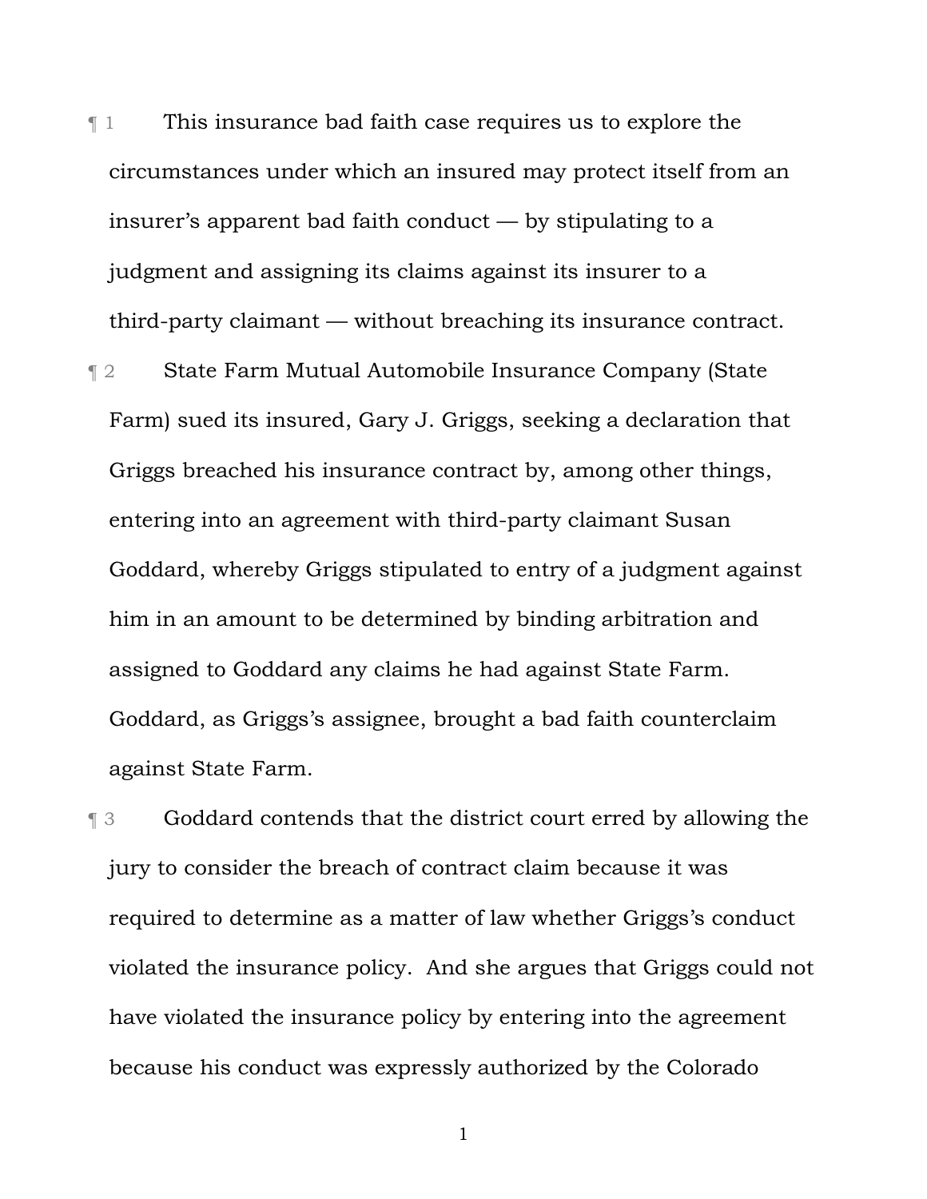¶ 1 This insurance bad faith case requires us to explore the circumstances under which an insured may protect itself from an insurer's apparent bad faith conduct — by stipulating to a judgment and assigning its claims against its insurer to a third-party claimant — without breaching its insurance contract.

¶ 2 State Farm Mutual Automobile Insurance Company (State Farm) sued its insured, Gary J. Griggs, seeking a declaration that Griggs breached his insurance contract by, among other things, entering into an agreement with third-party claimant Susan Goddard, whereby Griggs stipulated to entry of a judgment against him in an amount to be determined by binding arbitration and assigned to Goddard any claims he had against State Farm. Goddard, as Griggs's assignee, brought a bad faith counterclaim against State Farm.

¶ 3 Goddard contends that the district court erred by allowing the jury to consider the breach of contract claim because it was required to determine as a matter of law whether Griggs's conduct violated the insurance policy. And she argues that Griggs could not have violated the insurance policy by entering into the agreement because his conduct was expressly authorized by the Colorado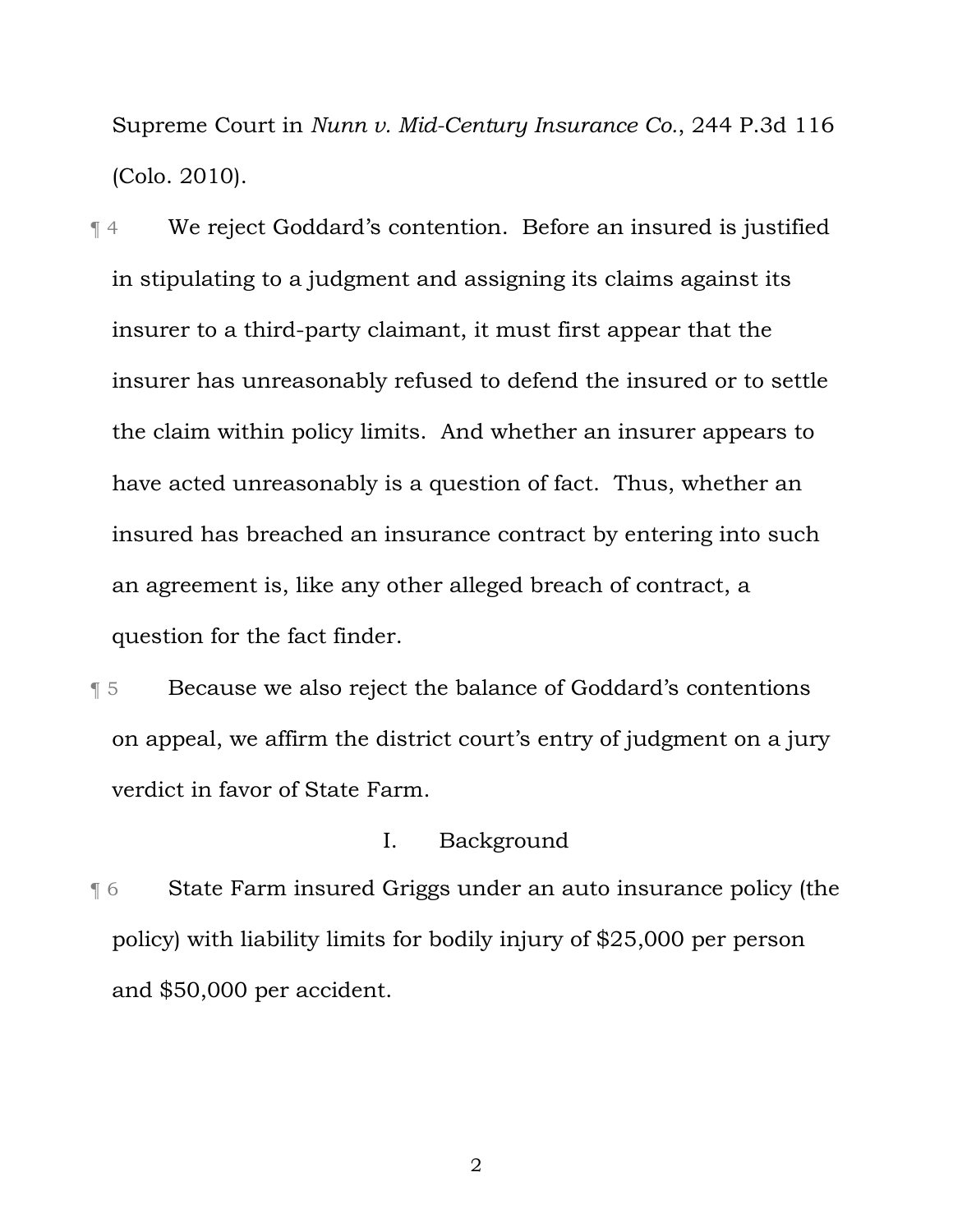Supreme Court in *Nunn v. Mid-Century Insurance Co.*, 244 P.3d 116 (Colo. 2010).

¶ 4 We reject Goddard's contention. Before an insured is justified in stipulating to a judgment and assigning its claims against its insurer to a third-party claimant, it must first appear that the insurer has unreasonably refused to defend the insured or to settle the claim within policy limits. And whether an insurer appears to have acted unreasonably is a question of fact. Thus, whether an insured has breached an insurance contract by entering into such an agreement is, like any other alleged breach of contract, a question for the fact finder.

¶ 5 Because we also reject the balance of Goddard's contentions on appeal, we affirm the district court's entry of judgment on a jury verdict in favor of State Farm.

## I. Background

¶ 6 State Farm insured Griggs under an auto insurance policy (the policy) with liability limits for bodily injury of $25,000 per person and $50,000 per accident.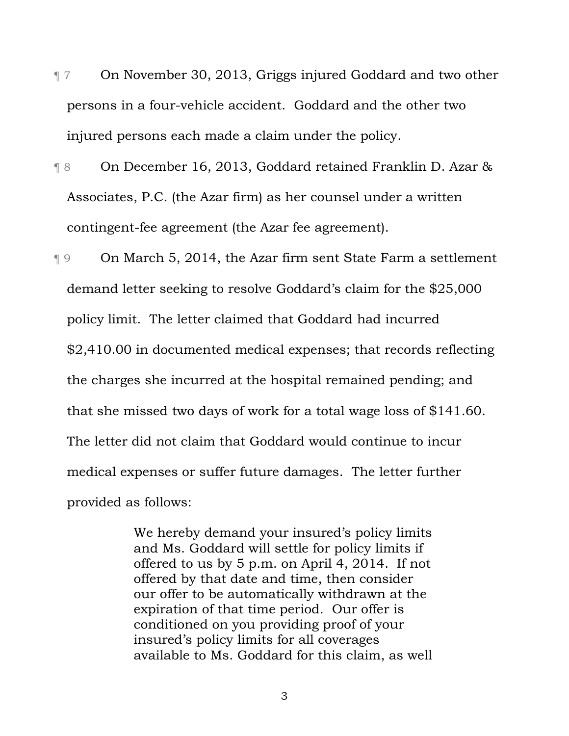¶ 7 On November 30, 2013, Griggs injured Goddard and two other persons in a four-vehicle accident. Goddard and the other two injured persons each made a claim under the policy.

¶ 8 On December 16, 2013, Goddard retained Franklin D. Azar & Associates, P.C. (the Azar firm) as her counsel under a written contingent-fee agreement (the Azar fee agreement).

¶ 9 On March 5, 2014, the Azar firm sent State Farm a settlement demand letter seeking to resolve Goddard's claim for the $25,000 policy limit. The letter claimed that Goddard had incurred $2,410.00 in documented medical expenses; that records reflecting the charges she incurred at the hospital remained pending; and that she missed two days of work for a total wage loss of $141.60. The letter did not claim that Goddard would continue to incur medical expenses or suffer future damages. The letter further provided as follows:

> We hereby demand your insured's policy limits and Ms. Goddard will settle for policy limits if offered to us by 5 p.m. on April 4, 2014. If not offered by that date and time, then consider our offer to be automatically withdrawn at the expiration of that time period. Our offer is conditioned on you providing proof of your insured's policy limits for all coverages available to Ms. Goddard for this claim, as well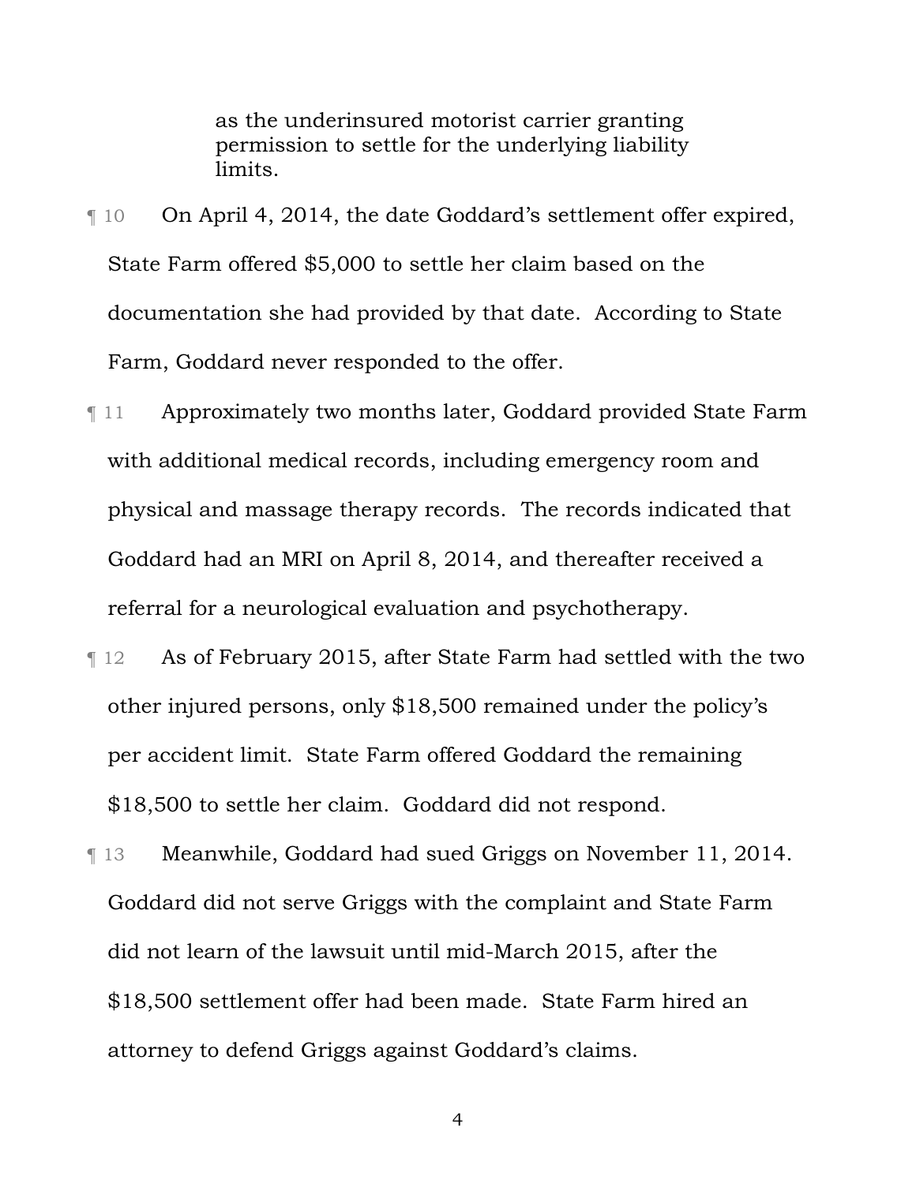> as the underinsured motorist carrier granting permission to settle for the underlying liability limits.

¶ 10 On April 4, 2014, the date Goddard's settlement offer expired, State Farm offered $5,000 to settle her claim based on the documentation she had provided by that date. According to State Farm, Goddard never responded to the offer.

¶ 11 Approximately two months later, Goddard provided State Farm with additional medical records, including emergency room and physical and massage therapy records. The records indicated that Goddard had an MRI on April 8, 2014, and thereafter received a referral for a neurological evaluation and psychotherapy.

¶ 12 As of February 2015, after State Farm had settled with the two other injured persons, only $18,500 remained under the policy's per accident limit. State Farm offered Goddard the remaining $18,500 to settle her claim. Goddard did not respond.

¶ 13 Meanwhile, Goddard had sued Griggs on November 11, 2014. Goddard did not serve Griggs with the complaint and State Farm did not learn of the lawsuit until mid-March 2015, after the $18,500 settlement offer had been made. State Farm hired an attorney to defend Griggs against Goddard's claims.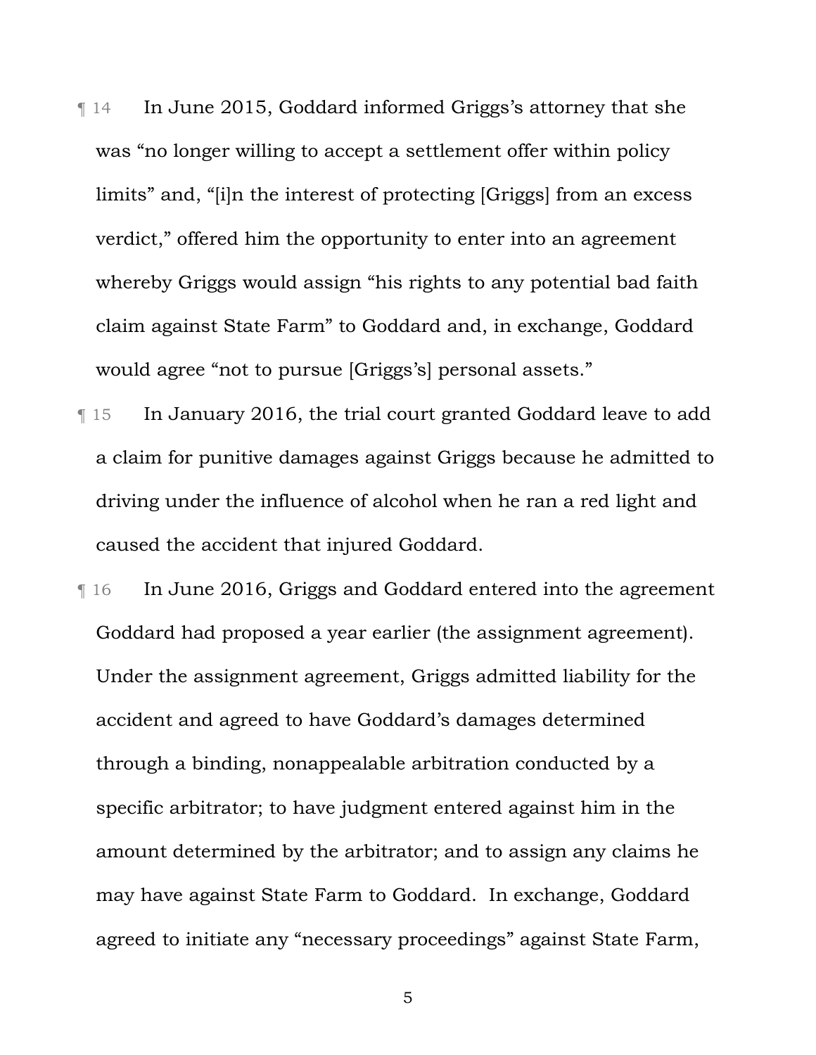¶ 14 In June 2015, Goddard informed Griggs's attorney that she was "no longer willing to accept a settlement offer within policy limits" and, "[i]n the interest of protecting [Griggs] from an excess verdict," offered him the opportunity to enter into an agreement whereby Griggs would assign "his rights to any potential bad faith claim against State Farm" to Goddard and, in exchange, Goddard would agree "not to pursue [Griggs's] personal assets."

¶ 15 In January 2016, the trial court granted Goddard leave to add a claim for punitive damages against Griggs because he admitted to driving under the influence of alcohol when he ran a red light and caused the accident that injured Goddard.

¶ 16 In June 2016, Griggs and Goddard entered into the agreement Goddard had proposed a year earlier (the assignment agreement). Under the assignment agreement, Griggs admitted liability for the accident and agreed to have Goddard's damages determined through a binding, nonappealable arbitration conducted by a specific arbitrator; to have judgment entered against him in the amount determined by the arbitrator; and to assign any claims he may have against State Farm to Goddard. In exchange, Goddard agreed to initiate any "necessary proceedings" against State Farm,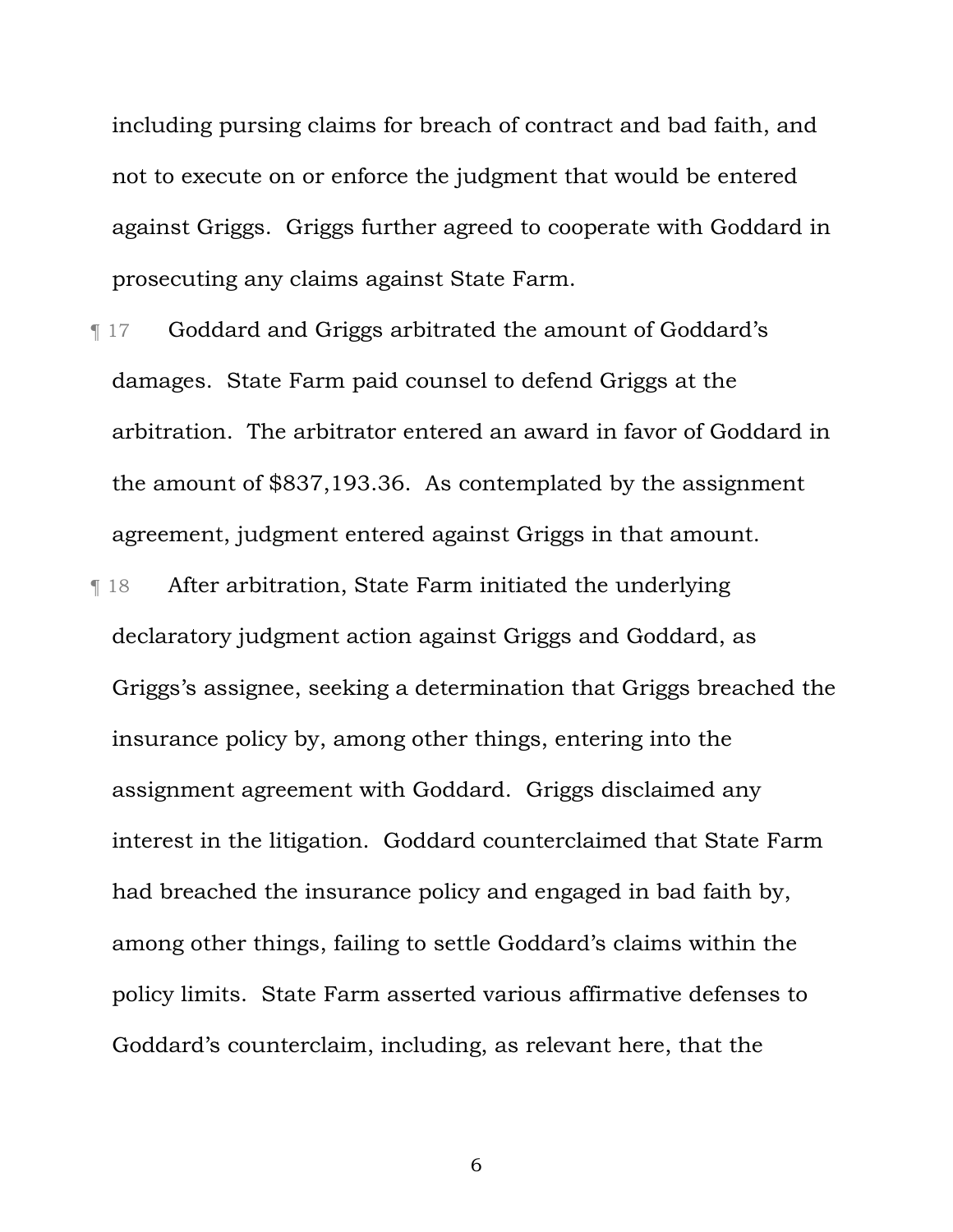including pursing claims for breach of contract and bad faith, and not to execute on or enforce the judgment that would be entered against Griggs. Griggs further agreed to cooperate with Goddard in prosecuting any claims against State Farm.

¶ 17 Goddard and Griggs arbitrated the amount of Goddard's damages. State Farm paid counsel to defend Griggs at the arbitration. The arbitrator entered an award in favor of Goddard in the amount of $837,193.36. As contemplated by the assignment agreement, judgment entered against Griggs in that amount.

¶ 18 After arbitration, State Farm initiated the underlying declaratory judgment action against Griggs and Goddard, as Griggs's assignee, seeking a determination that Griggs breached the insurance policy by, among other things, entering into the assignment agreement with Goddard. Griggs disclaimed any interest in the litigation. Goddard counterclaimed that State Farm had breached the insurance policy and engaged in bad faith by, among other things, failing to settle Goddard's claims within the policy limits. State Farm asserted various affirmative defenses to Goddard's counterclaim, including, as relevant here, that the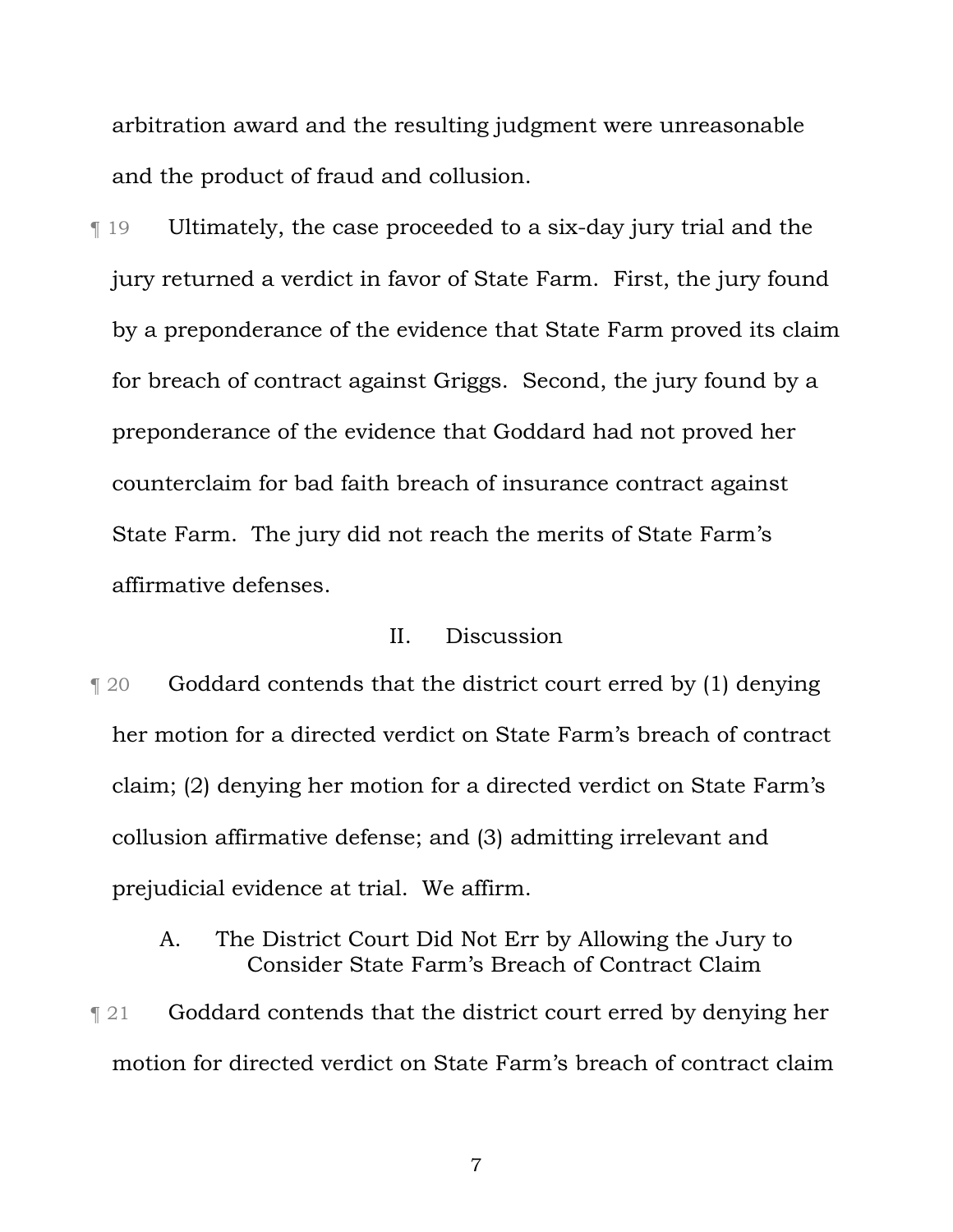arbitration award and the resulting judgment were unreasonable and the product of fraud and collusion.

¶ 19 Ultimately, the case proceeded to a six-day jury trial and the jury returned a verdict in favor of State Farm. First, the jury found by a preponderance of the evidence that State Farm proved its claim for breach of contract against Griggs. Second, the jury found by a preponderance of the evidence that Goddard had not proved her counterclaim for bad faith breach of insurance contract against State Farm. The jury did not reach the merits of State Farm's affirmative defenses.

## II. Discussion

¶ 20 Goddard contends that the district court erred by (1) denying her motion for a directed verdict on State Farm's breach of contract claim; (2) denying her motion for a directed verdict on State Farm's collusion affirmative defense; and (3) admitting irrelevant and prejudicial evidence at trial. We affirm.

### A. The District Court Did Not Err by Allowing the Jury to Consider State Farm's Breach of Contract Claim

¶ 21 Goddard contends that the district court erred by denying her motion for directed verdict on State Farm's breach of contract claim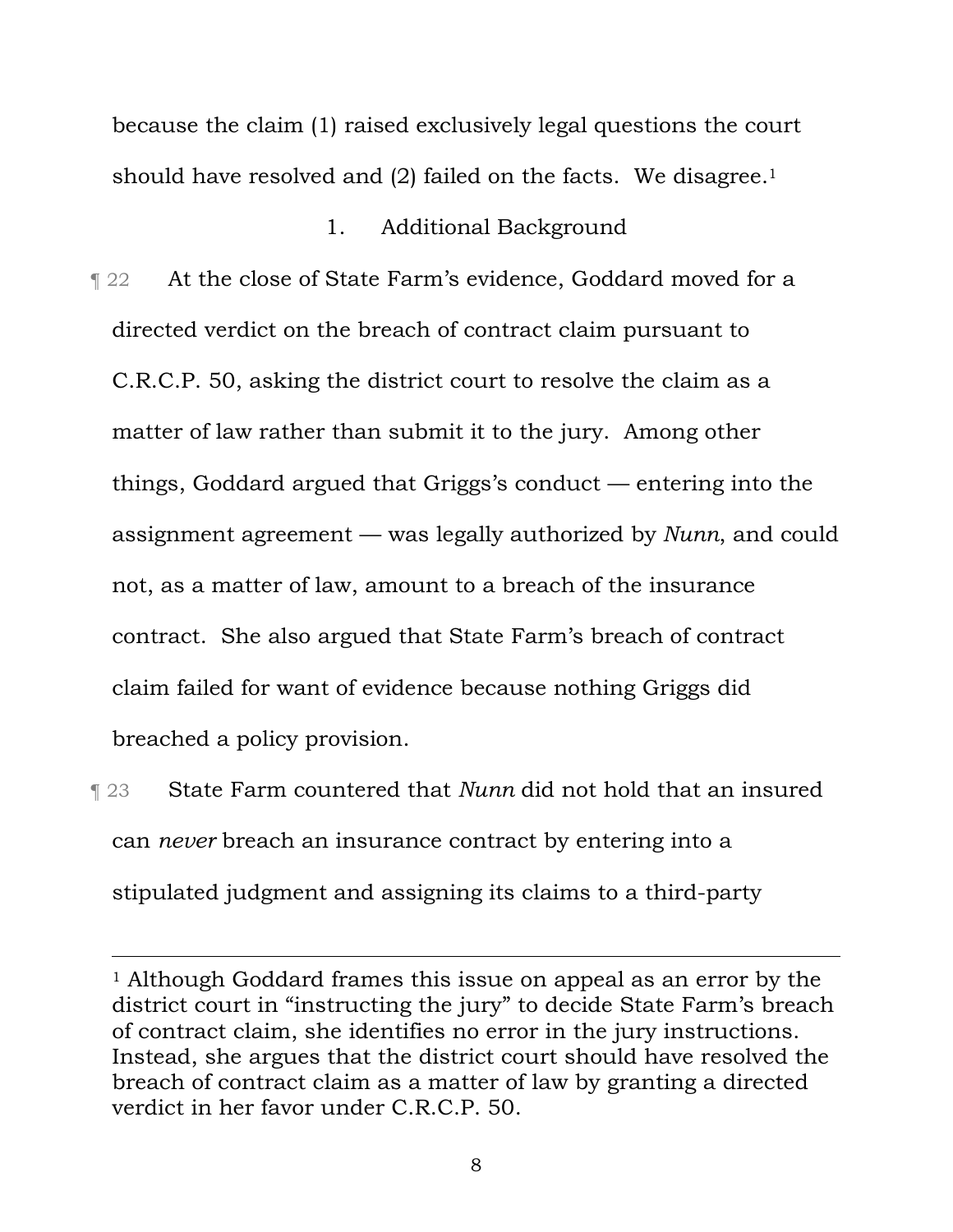because the claim (1) raised exclusively legal questions the court should have resolved and (2) failed on the facts. We disagree.[1]

1. Additional Background

¶ 22 At the close of State Farm's evidence, Goddard moved for a directed verdict on the breach of contract claim pursuant to C.R.C.P. 50, asking the district court to resolve the claim as a matter of law rather than submit it to the jury. Among other things, Goddard argued that Griggs's conduct — entering into the assignment agreement — was legally authorized by *Nunn*, and could not, as a matter of law, amount to a breach of the insurance contract. She also argued that State Farm's breach of contract claim failed for want of evidence because nothing Griggs did breached a policy provision.

¶ 23 State Farm countered that *Nunn* did not hold that an insured can *never* breach an insurance contract by entering into a stipulated judgment and assigning its claims to a third-party

---

[1] Although Goddard frames this issue on appeal as an error by the district court in "instructing the jury" to decide State Farm's breach of contract claim, she identifies no error in the jury instructions. Instead, she argues that the district court should have resolved the breach of contract claim as a matter of law by granting a directed verdict in her favor under C.R.C.P. 50.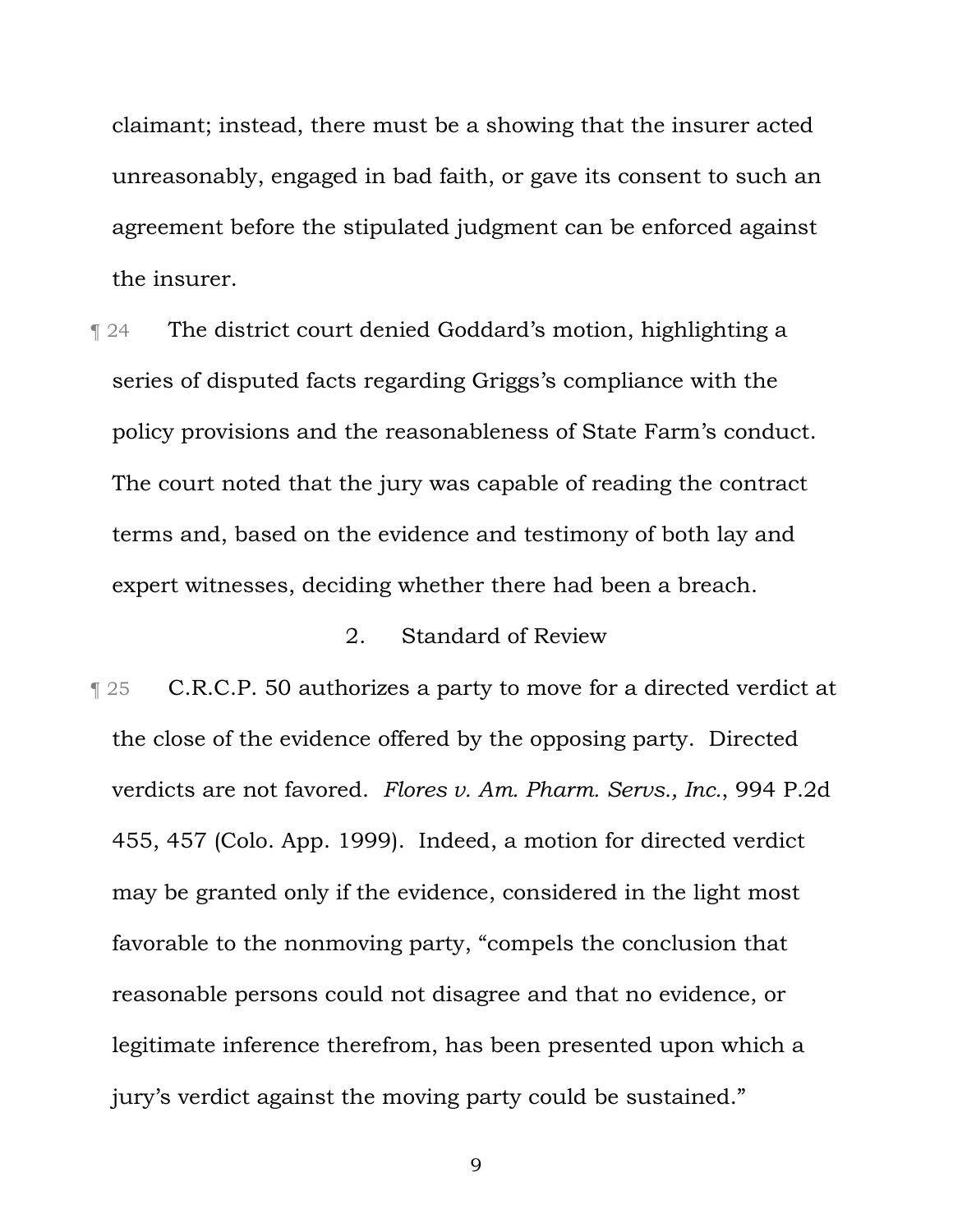claimant; instead, there must be a showing that the insurer acted unreasonably, engaged in bad faith, or gave its consent to such an agreement before the stipulated judgment can be enforced against the insurer.

¶ 24 The district court denied Goddard's motion, highlighting a series of disputed facts regarding Griggs's compliance with the policy provisions and the reasonableness of State Farm's conduct. The court noted that the jury was capable of reading the contract terms and, based on the evidence and testimony of both lay and expert witnesses, deciding whether there had been a breach.

### 2. Standard of Review

¶ 25 C.R.C.P. 50 authorizes a party to move for a directed verdict at the close of the evidence offered by the opposing party. Directed verdicts are not favored. *Flores v. Am. Pharm. Servs., Inc.*, 994 P.2d 455, 457 (Colo. App. 1999). Indeed, a motion for directed verdict may be granted only if the evidence, considered in the light most favorable to the nonmoving party, "compels the conclusion that reasonable persons could not disagree and that no evidence, or legitimate inference therefrom, has been presented upon which a jury's verdict against the moving party could be sustained."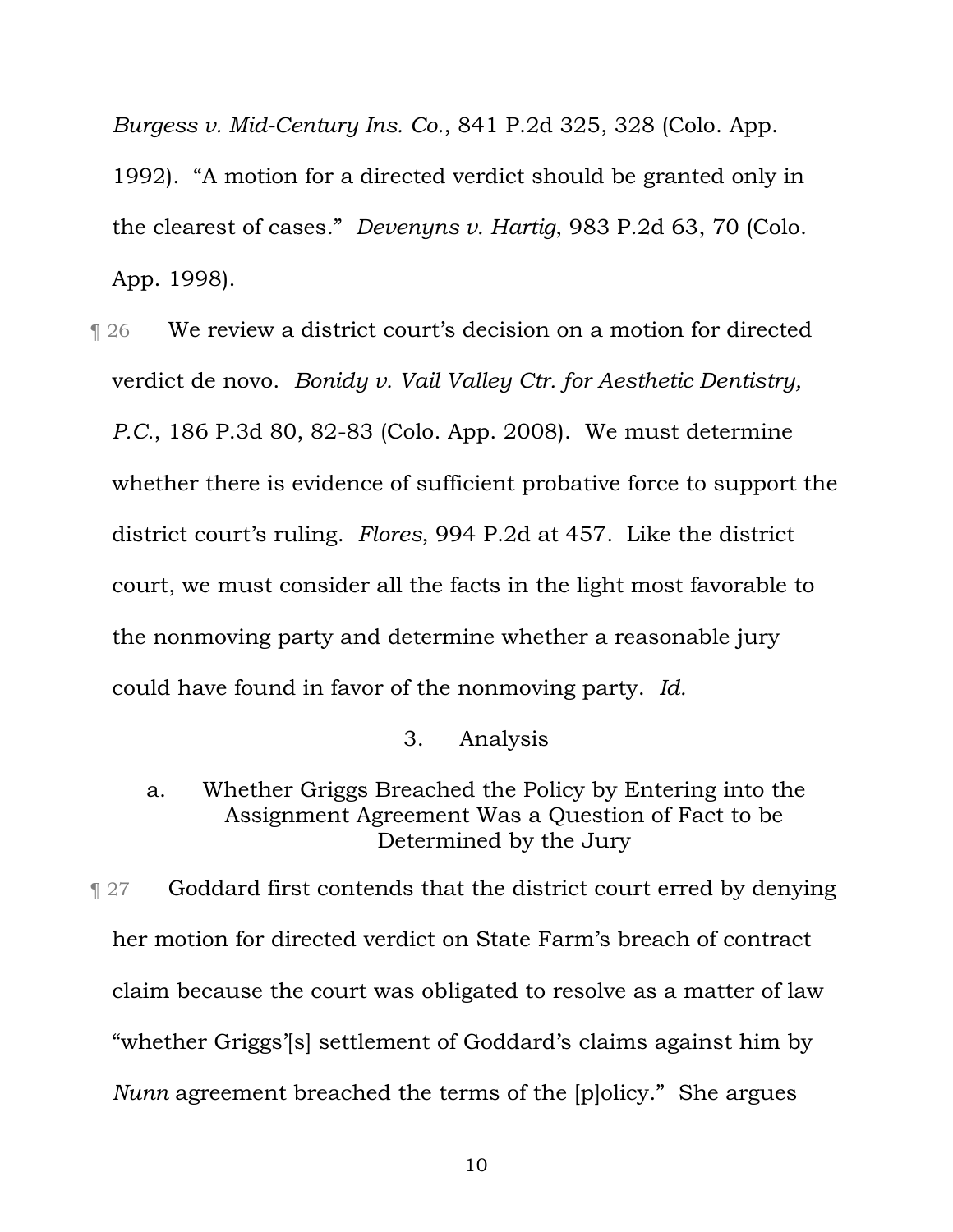*Burgess v. Mid-Century Ins. Co.*, 841 P.2d 325, 328 (Colo. App. 1992). "A motion for a directed verdict should be granted only in the clearest of cases." *Devenyns v. Hartig*, 983 P.2d 63, 70 (Colo. App. 1998).

¶ 26 We review a district court's decision on a motion for directed verdict de novo. *Bonidy v. Vail Valley Ctr. for Aesthetic Dentistry, P.C.*, 186 P.3d 80, 82-83 (Colo. App. 2008). We must determine whether there is evidence of sufficient probative force to support the district court's ruling. *Flores*, 994 P.2d at 457. Like the district court, we must consider all the facts in the light most favorable to the nonmoving party and determine whether a reasonable jury could have found in favor of the nonmoving party. *Id.*

### 3. Analysis

#### a. Whether Griggs Breached the Policy by Entering into the Assignment Agreement Was a Question of Fact to be Determined by the Jury

¶ 27 Goddard first contends that the district court erred by denying her motion for directed verdict on State Farm's breach of contract claim because the court was obligated to resolve as a matter of law "whether Griggs'[s] settlement of Goddard's claims against him by *Nunn* agreement breached the terms of the [p]olicy." She argues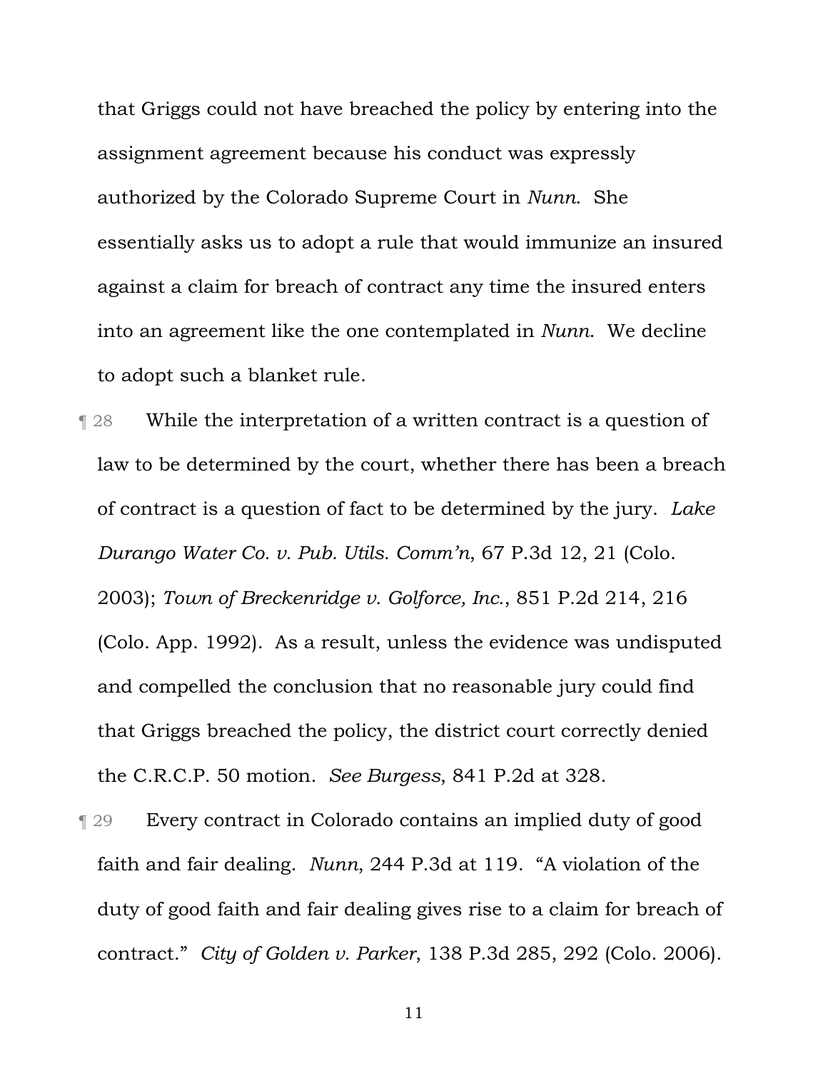that Griggs could not have breached the policy by entering into the assignment agreement because his conduct was expressly authorized by the Colorado Supreme Court in *Nunn*. She essentially asks us to adopt a rule that would immunize an insured against a claim for breach of contract any time the insured enters into an agreement like the one contemplated in *Nunn*. We decline to adopt such a blanket rule.

¶ 28 While the interpretation of a written contract is a question of law to be determined by the court, whether there has been a breach of contract is a question of fact to be determined by the jury. *Lake Durango Water Co. v. Pub. Utils. Comm'n*, 67 P.3d 12, 21 (Colo. 2003); *Town of Breckenridge v. Golforce, Inc.*, 851 P.2d 214, 216 (Colo. App. 1992). As a result, unless the evidence was undisputed and compelled the conclusion that no reasonable jury could find that Griggs breached the policy, the district court correctly denied the C.R.C.P. 50 motion. *See Burgess*, 841 P.2d at 328.

¶ 29 Every contract in Colorado contains an implied duty of good faith and fair dealing. *Nunn*, 244 P.3d at 119. "A violation of the duty of good faith and fair dealing gives rise to a claim for breach of contract." *City of Golden v. Parker*, 138 P.3d 285, 292 (Colo. 2006).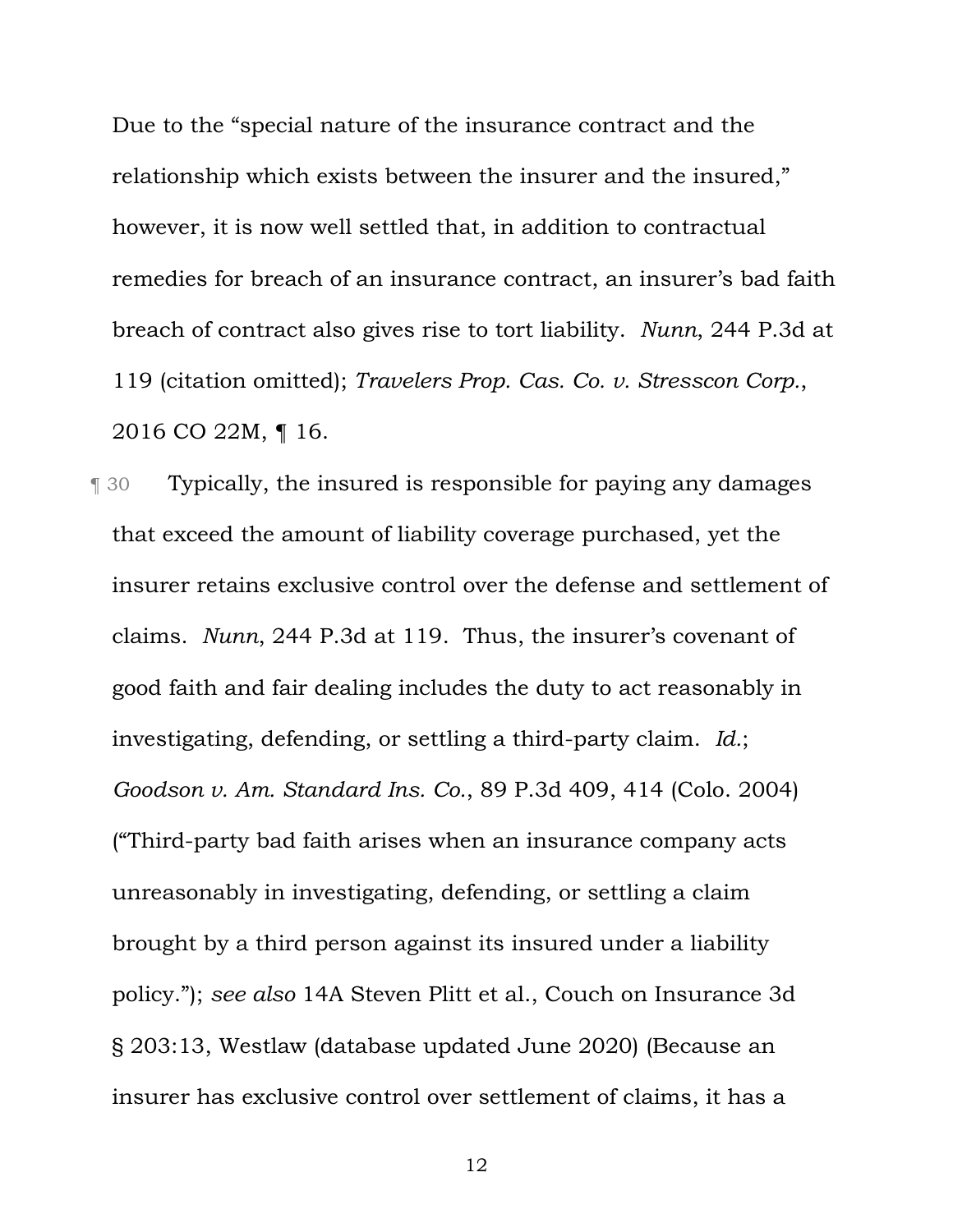Due to the "special nature of the insurance contract and the relationship which exists between the insurer and the insured," however, it is now well settled that, in addition to contractual remedies for breach of an insurance contract, an insurer's bad faith breach of contract also gives rise to tort liability. *Nunn*, 244 P.3d at 119 (citation omitted); *Travelers Prop. Cas. Co. v. Stresscon Corp.*, 2016 CO 22M, ¶ 16.

¶ 30 Typically, the insured is responsible for paying any damages that exceed the amount of liability coverage purchased, yet the insurer retains exclusive control over the defense and settlement of claims. *Nunn*, 244 P.3d at 119. Thus, the insurer's covenant of good faith and fair dealing includes the duty to act reasonably in investigating, defending, or settling a third-party claim. *Id.*; *Goodson v. Am. Standard Ins. Co.*, 89 P.3d 409, 414 (Colo. 2004) ("Third-party bad faith arises when an insurance company acts unreasonably in investigating, defending, or settling a claim brought by a third person against its insured under a liability policy."); *see also* 14A Steven Plitt et al., Couch on Insurance 3d § 203:13, Westlaw (database updated June 2020) (Because an insurer has exclusive control over settlement of claims, it has a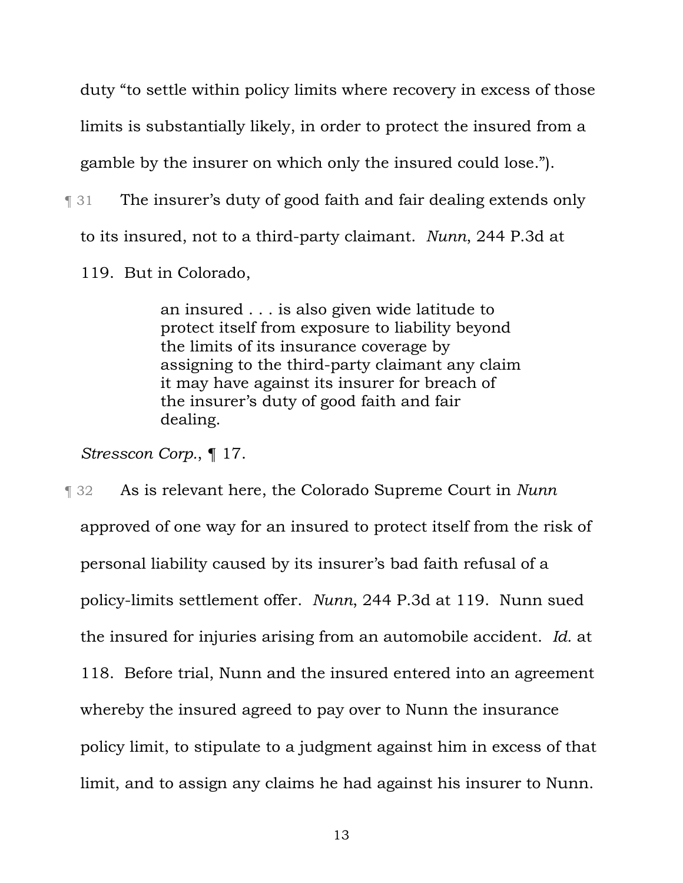duty "to settle within policy limits where recovery in excess of those limits is substantially likely, in order to protect the insured from a gamble by the insurer on which only the insured could lose.").

¶ 31 The insurer's duty of good faith and fair dealing extends only to its insured, not to a third-party claimant. *Nunn*, 244 P.3d at 119. But in Colorado,

> an insured . . . is also given wide latitude to protect itself from exposure to liability beyond the limits of its insurance coverage by assigning to the third-party claimant any claim it may have against its insurer for breach of the insurer's duty of good faith and fair dealing.

*Stresscon Corp.*, ¶ 17.

¶ 32 As is relevant here, the Colorado Supreme Court in *Nunn* approved of one way for an insured to protect itself from the risk of personal liability caused by its insurer's bad faith refusal of a policy-limits settlement offer. *Nunn*, 244 P.3d at 119. Nunn sued the insured for injuries arising from an automobile accident. *Id.* at 118. Before trial, Nunn and the insured entered into an agreement whereby the insured agreed to pay over to Nunn the insurance policy limit, to stipulate to a judgment against him in excess of that limit, and to assign any claims he had against his insurer to Nunn.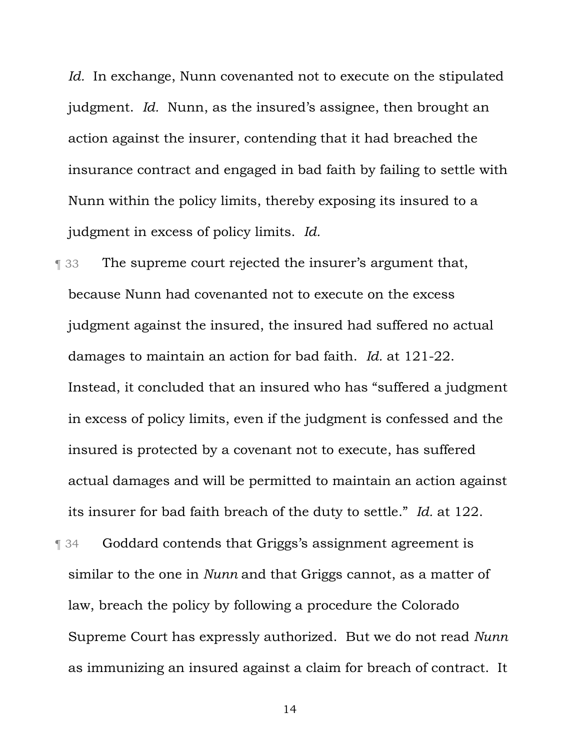*Id.* In exchange, Nunn covenanted not to execute on the stipulated judgment. *Id.* Nunn, as the insured's assignee, then brought an action against the insurer, contending that it had breached the insurance contract and engaged in bad faith by failing to settle with Nunn within the policy limits, thereby exposing its insured to a judgment in excess of policy limits. *Id.*

¶ 33 The supreme court rejected the insurer's argument that, because Nunn had covenanted not to execute on the excess judgment against the insured, the insured had suffered no actual damages to maintain an action for bad faith. *Id.* at 121-22. Instead, it concluded that an insured who has "suffered a judgment in excess of policy limits, even if the judgment is confessed and the insured is protected by a covenant not to execute, has suffered actual damages and will be permitted to maintain an action against its insurer for bad faith breach of the duty to settle." *Id.* at 122.

¶ 34 Goddard contends that Griggs's assignment agreement is similar to the one in *Nunn* and that Griggs cannot, as a matter of law, breach the policy by following a procedure the Colorado Supreme Court has expressly authorized. But we do not read *Nunn* as immunizing an insured against a claim for breach of contract. It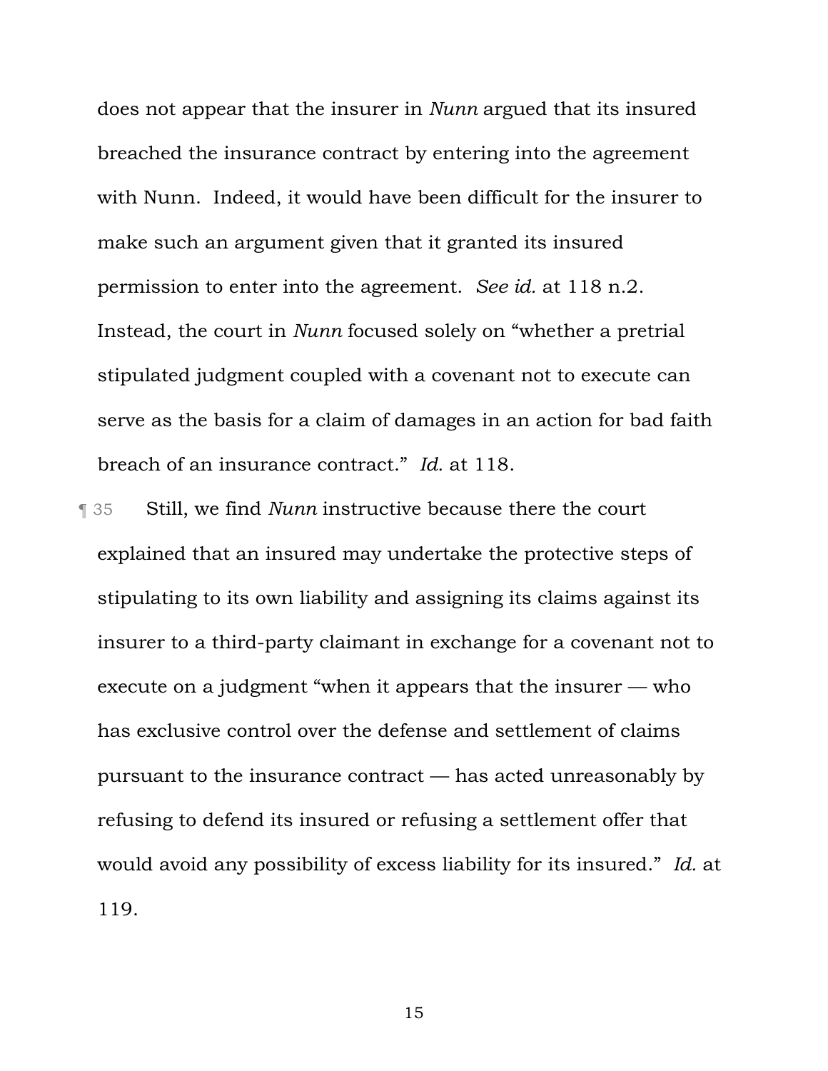does not appear that the insurer in *Nunn* argued that its insured breached the insurance contract by entering into the agreement with Nunn. Indeed, it would have been difficult for the insurer to make such an argument given that it granted its insured permission to enter into the agreement. *See id.* at 118 n.2. Instead, the court in *Nunn* focused solely on "whether a pretrial stipulated judgment coupled with a covenant not to execute can serve as the basis for a claim of damages in an action for bad faith breach of an insurance contract." *Id.* at 118.

¶ 35 Still, we find *Nunn* instructive because there the court explained that an insured may undertake the protective steps of stipulating to its own liability and assigning its claims against its insurer to a third-party claimant in exchange for a covenant not to execute on a judgment "when it appears that the insurer — who has exclusive control over the defense and settlement of claims pursuant to the insurance contract — has acted unreasonably by refusing to defend its insured or refusing a settlement offer that would avoid any possibility of excess liability for its insured." *Id.* at 119.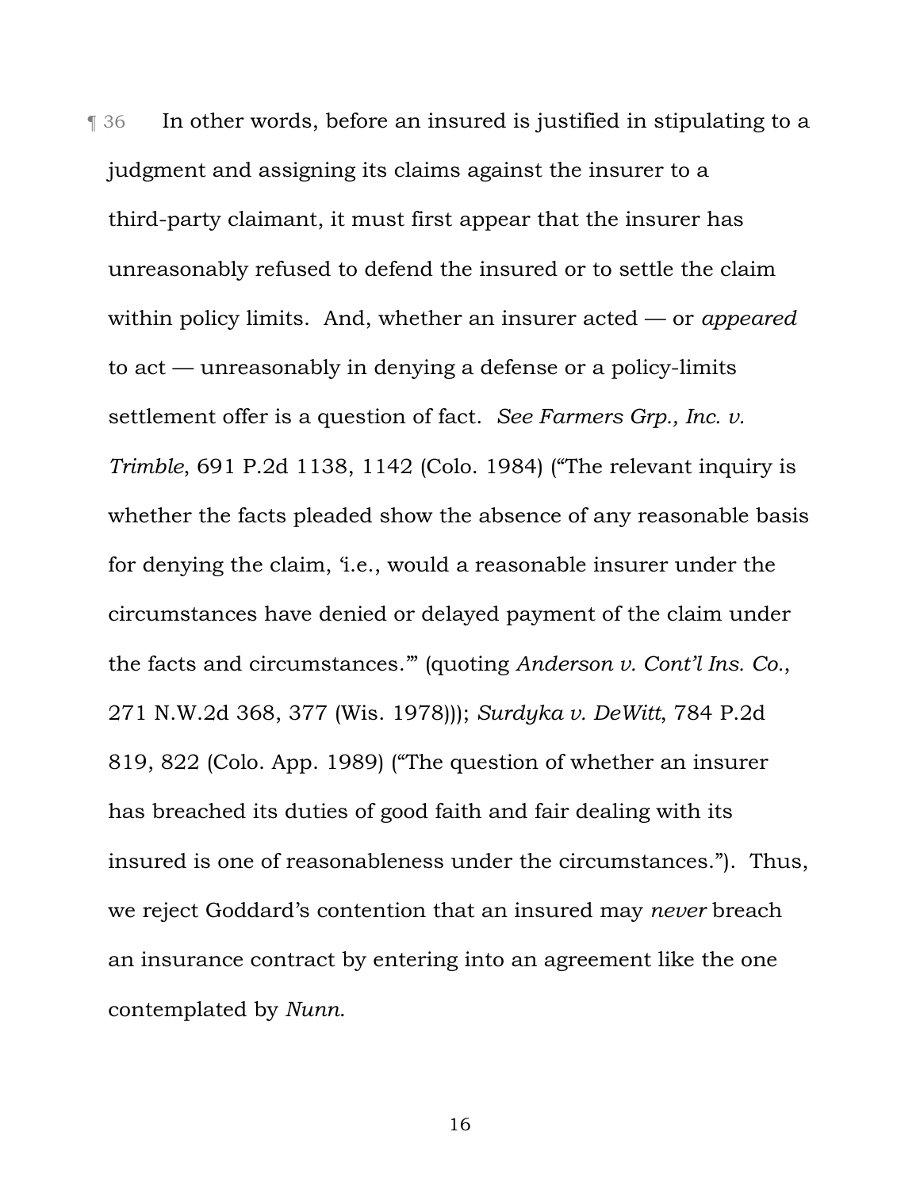¶ 36 In other words, before an insured is justified in stipulating to a judgment and assigning its claims against the insurer to a third-party claimant, it must first appear that the insurer has unreasonably refused to defend the insured or to settle the claim within policy limits. And, whether an insurer acted — or *appeared* to act — unreasonably in denying a defense or a policy-limits settlement offer is a question of fact. *See Farmers Grp., Inc. v. Trimble*, 691 P.2d 1138, 1142 (Colo. 1984) ("The relevant inquiry is whether the facts pleaded show the absence of any reasonable basis for denying the claim, 'i.e., would a reasonable insurer under the circumstances have denied or delayed payment of the claim under the facts and circumstances.'" (quoting *Anderson v. Cont'l Ins. Co.*, 271 N.W.2d 368, 377 (Wis. 1978))); *Surdyka v. DeWitt*, 784 P.2d 819, 822 (Colo. App. 1989) ("The question of whether an insurer has breached its duties of good faith and fair dealing with its insured is one of reasonableness under the circumstances."). Thus, we reject Goddard's contention that an insured may *never* breach an insurance contract by entering into an agreement like the one contemplated by *Nunn*.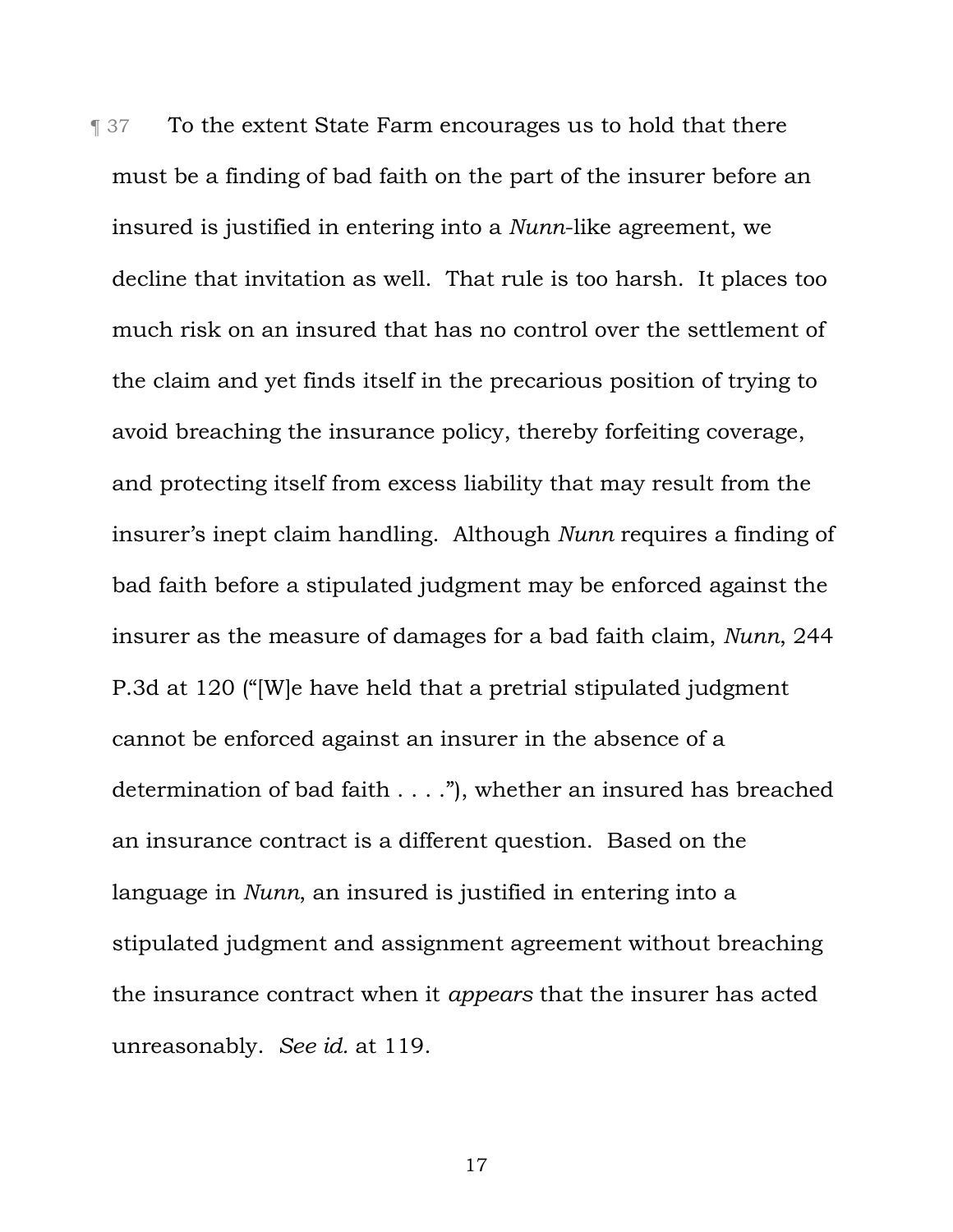¶ 37 To the extent State Farm encourages us to hold that there must be a finding of bad faith on the part of the insurer before an insured is justified in entering into a *Nunn*-like agreement, we decline that invitation as well. That rule is too harsh. It places too much risk on an insured that has no control over the settlement of the claim and yet finds itself in the precarious position of trying to avoid breaching the insurance policy, thereby forfeiting coverage, and protecting itself from excess liability that may result from the insurer's inept claim handling. Although *Nunn* requires a finding of bad faith before a stipulated judgment may be enforced against the insurer as the measure of damages for a bad faith claim, *Nunn*, 244 P.3d at 120 ("[W]e have held that a pretrial stipulated judgment cannot be enforced against an insurer in the absence of a determination of bad faith . . . ."), whether an insured has breached an insurance contract is a different question. Based on the language in *Nunn*, an insured is justified in entering into a stipulated judgment and assignment agreement without breaching the insurance contract when it *appears* that the insurer has acted unreasonably. *See id.* at 119.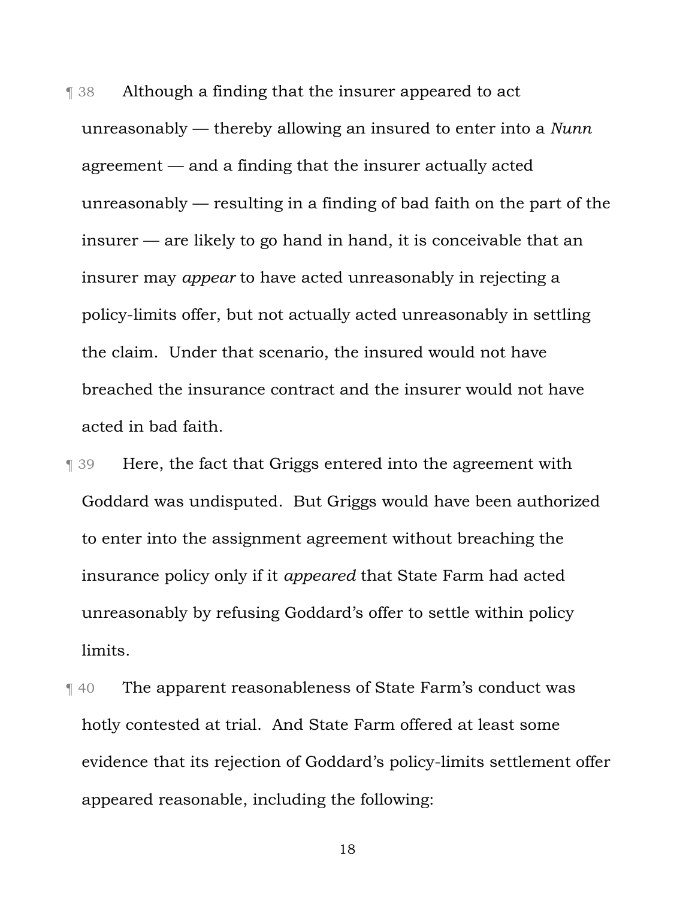¶ 38 Although a finding that the insurer appeared to act unreasonably — thereby allowing an insured to enter into a *Nunn* agreement — and a finding that the insurer actually acted unreasonably — resulting in a finding of bad faith on the part of the insurer — are likely to go hand in hand, it is conceivable that an insurer may *appear* to have acted unreasonably in rejecting a policy-limits offer, but not actually acted unreasonably in settling the claim. Under that scenario, the insured would not have breached the insurance contract and the insurer would not have acted in bad faith.

¶ 39 Here, the fact that Griggs entered into the agreement with Goddard was undisputed. But Griggs would have been authorized to enter into the assignment agreement without breaching the insurance policy only if it *appeared* that State Farm had acted unreasonably by refusing Goddard's offer to settle within policy limits.

¶ 40 The apparent reasonableness of State Farm's conduct was hotly contested at trial. And State Farm offered at least some evidence that its rejection of Goddard's policy-limits settlement offer appeared reasonable, including the following: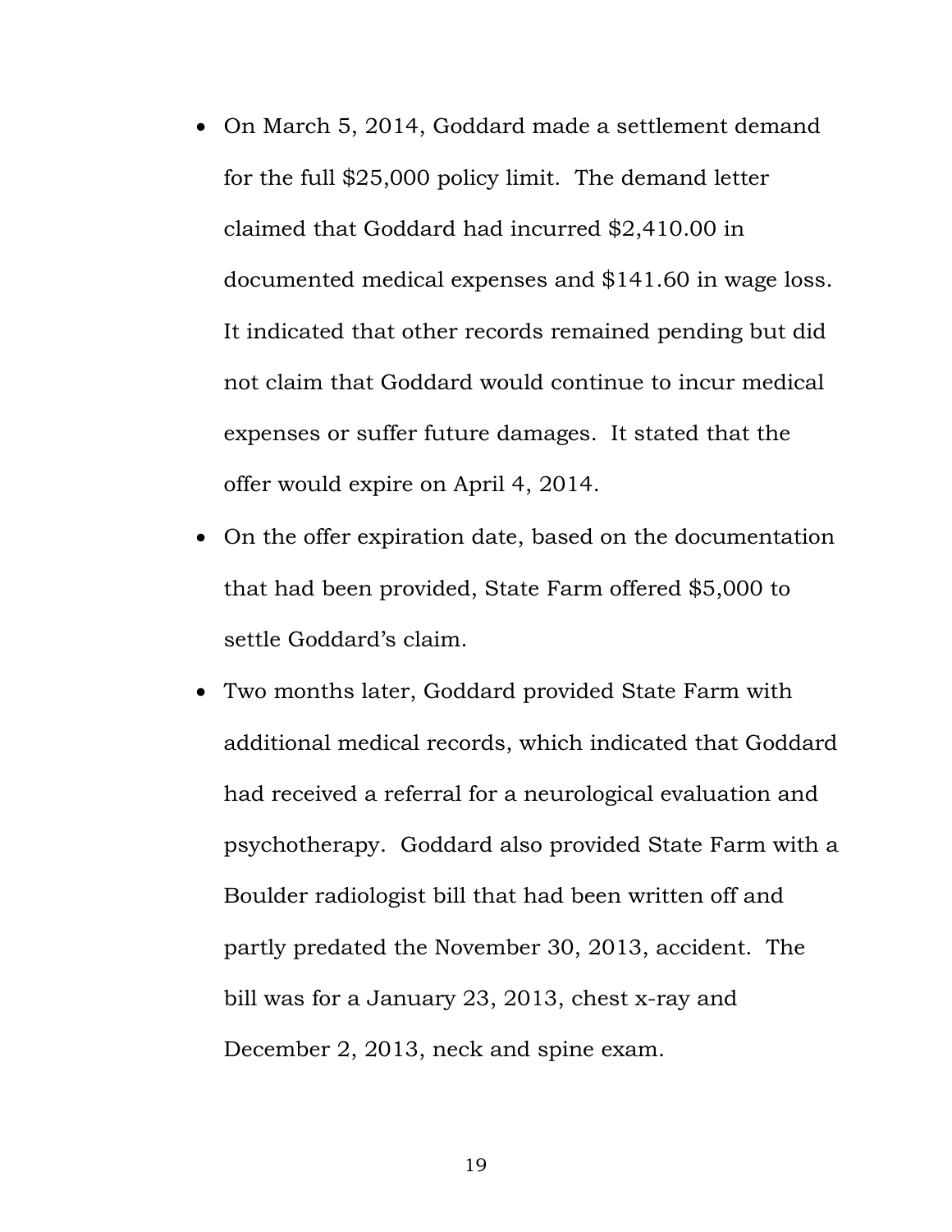- On March 5, 2014, Goddard made a settlement demand for the full $25,000 policy limit. The demand letter claimed that Goddard had incurred $2,410.00 in documented medical expenses and $141.60 in wage loss. It indicated that other records remained pending but did not claim that Goddard would continue to incur medical expenses or suffer future damages. It stated that the offer would expire on April 4, 2014.
- On the offer expiration date, based on the documentation that had been provided, State Farm offered $5,000 to settle Goddard's claim.
- Two months later, Goddard provided State Farm with additional medical records, which indicated that Goddard had received a referral for a neurological evaluation and psychotherapy. Goddard also provided State Farm with a Boulder radiologist bill that had been written off and partly predated the November 30, 2013, accident. The bill was for a January 23, 2013, chest x-ray and December 2, 2013, neck and spine exam.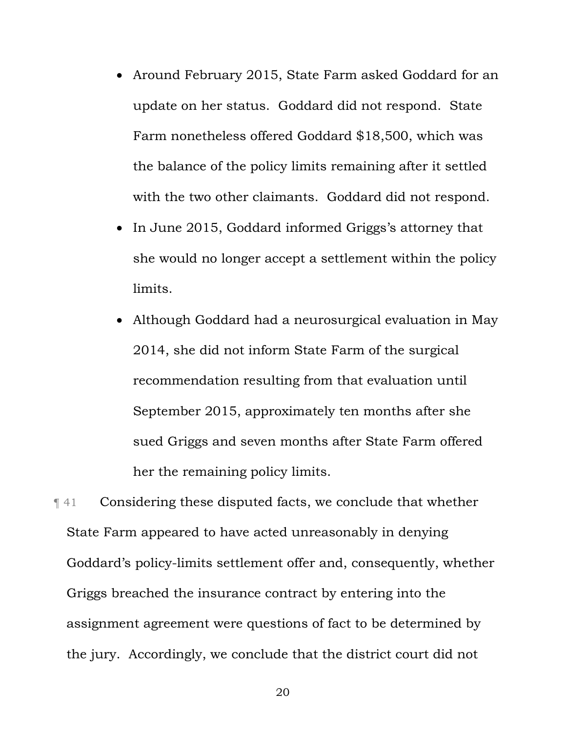- Around February 2015, State Farm asked Goddard for an update on her status. Goddard did not respond. State Farm nonetheless offered Goddard $18,500, which was the balance of the policy limits remaining after it settled with the two other claimants. Goddard did not respond.
- In June 2015, Goddard informed Griggs's attorney that she would no longer accept a settlement within the policy limits.
- Although Goddard had a neurosurgical evaluation in May 2014, she did not inform State Farm of the surgical recommendation resulting from that evaluation until September 2015, approximately ten months after she sued Griggs and seven months after State Farm offered her the remaining policy limits.

¶ 41 Considering these disputed facts, we conclude that whether State Farm appeared to have acted unreasonably in denying Goddard's policy-limits settlement offer and, consequently, whether Griggs breached the insurance contract by entering into the assignment agreement were questions of fact to be determined by the jury. Accordingly, we conclude that the district court did not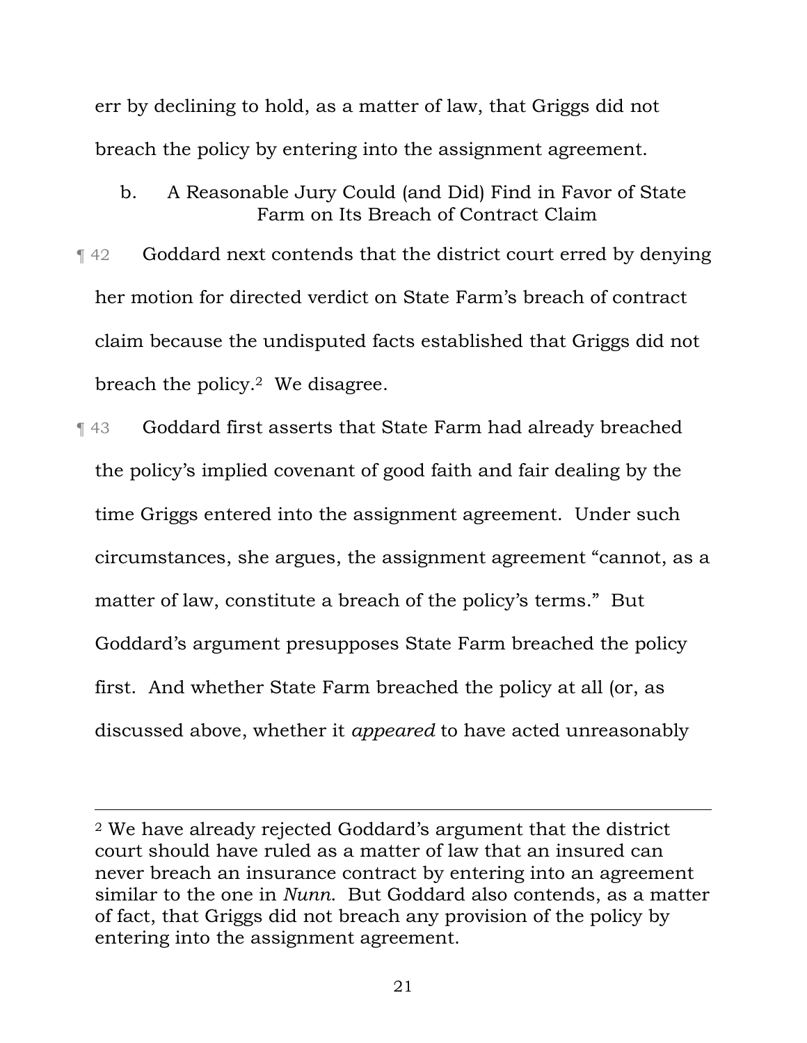err by declining to hold, as a matter of law, that Griggs did not breach the policy by entering into the assignment agreement.

### b. A Reasonable Jury Could (and Did) Find in Favor of State Farm on Its Breach of Contract Claim

¶ 42 Goddard next contends that the district court erred by denying her motion for directed verdict on State Farm's breach of contract claim because the undisputed facts established that Griggs did not breach the policy.[2] We disagree.

¶ 43 Goddard first asserts that State Farm had already breached the policy's implied covenant of good faith and fair dealing by the time Griggs entered into the assignment agreement. Under such circumstances, she argues, the assignment agreement "cannot, as a matter of law, constitute a breach of the policy's terms." But Goddard's argument presupposes State Farm breached the policy first. And whether State Farm breached the policy at all (or, as discussed above, whether it *appeared* to have acted unreasonably

---

[2] We have already rejected Goddard's argument that the district court should have ruled as a matter of law that an insured can never breach an insurance contract by entering into an agreement similar to the one in *Nunn*. But Goddard also contends, as a matter of fact, that Griggs did not breach any provision of the policy by entering into the assignment agreement.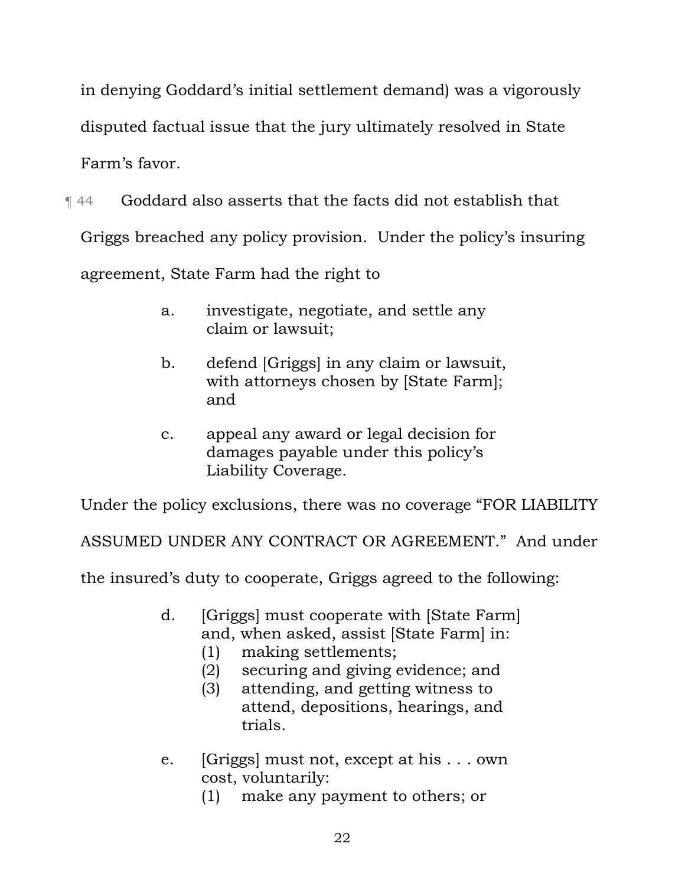in denying Goddard's initial settlement demand) was a vigorously disputed factual issue that the jury ultimately resolved in State Farm's favor.

¶ 44 Goddard also asserts that the facts did not establish that Griggs breached any policy provision. Under the policy's insuring agreement, State Farm had the right to

> a. investigate, negotiate, and settle any claim or lawsuit;
>
> b. defend [Griggs] in any claim or lawsuit, with attorneys chosen by [State Farm]; and
>
> c. appeal any award or legal decision for damages payable under this policy's Liability Coverage.

Under the policy exclusions, there was no coverage "FOR LIABILITY ASSUMED UNDER ANY CONTRACT OR AGREEMENT." And under the insured's duty to cooperate, Griggs agreed to the following:

> d. [Griggs] must cooperate with [State Farm] and, when asked, assist [State Farm] in:
> (1) making settlements;
> (2) securing and giving evidence; and
> (3) attending, and getting witness to attend, depositions, hearings, and trials.
>
> e. [Griggs] must not, except at his . . . own cost, voluntarily:
> (1) make any payment to others; or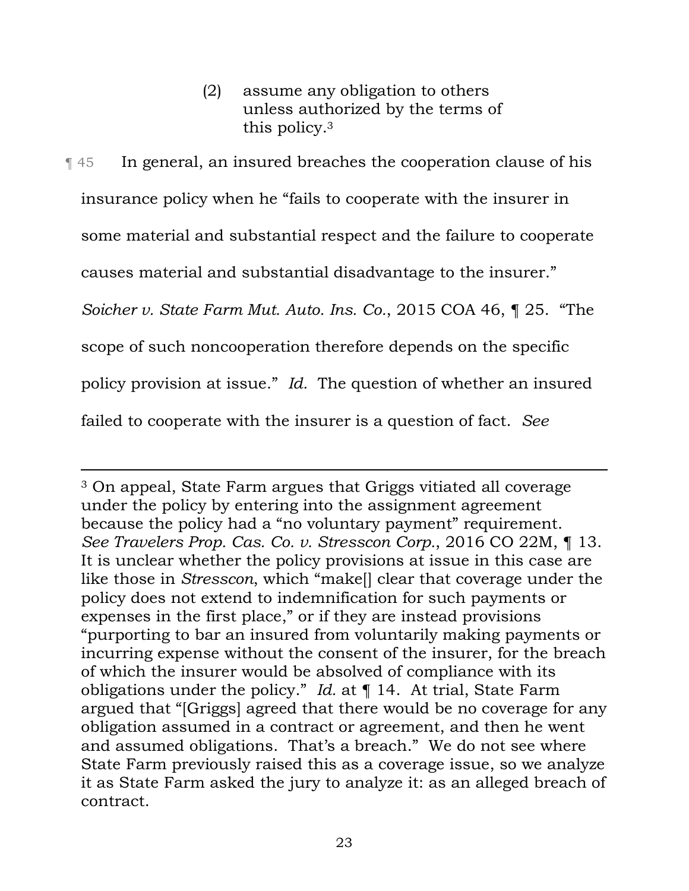(2) assume any obligation to others unless authorized by the terms of this policy.[3]

¶ 45 In general, an insured breaches the cooperation clause of his insurance policy when he "fails to cooperate with the insurer in some material and substantial respect and the failure to cooperate causes material and substantial disadvantage to the insurer." *Soicher v. State Farm Mut. Auto. Ins. Co.*, 2015 COA 46, ¶ 25. "The scope of such noncooperation therefore depends on the specific policy provision at issue." *Id.* The question of whether an insured failed to cooperate with the insurer is a question of fact. *See*

---

[3] On appeal, State Farm argues that Griggs vitiated all coverage under the policy by entering into the assignment agreement because the policy had a "no voluntary payment" requirement. *See Travelers Prop. Cas. Co. v. Stresscon Corp.*, 2016 CO 22M, ¶ 13. It is unclear whether the policy provisions at issue in this case are like those in *Stresscon*, which "make[] clear that coverage under the policy does not extend to indemnification for such payments or expenses in the first place," or if they are instead provisions "purporting to bar an insured from voluntarily making payments or incurring expense without the consent of the insurer, for the breach of which the insurer would be absolved of compliance with its obligations under the policy." *Id.* at ¶ 14. At trial, State Farm argued that "[Griggs] agreed that there would be no coverage for any obligation assumed in a contract or agreement, and then he went and assumed obligations. That's a breach." We do not see where State Farm previously raised this as a coverage issue, so we analyze it as State Farm asked the jury to analyze it: as an alleged breach of contract.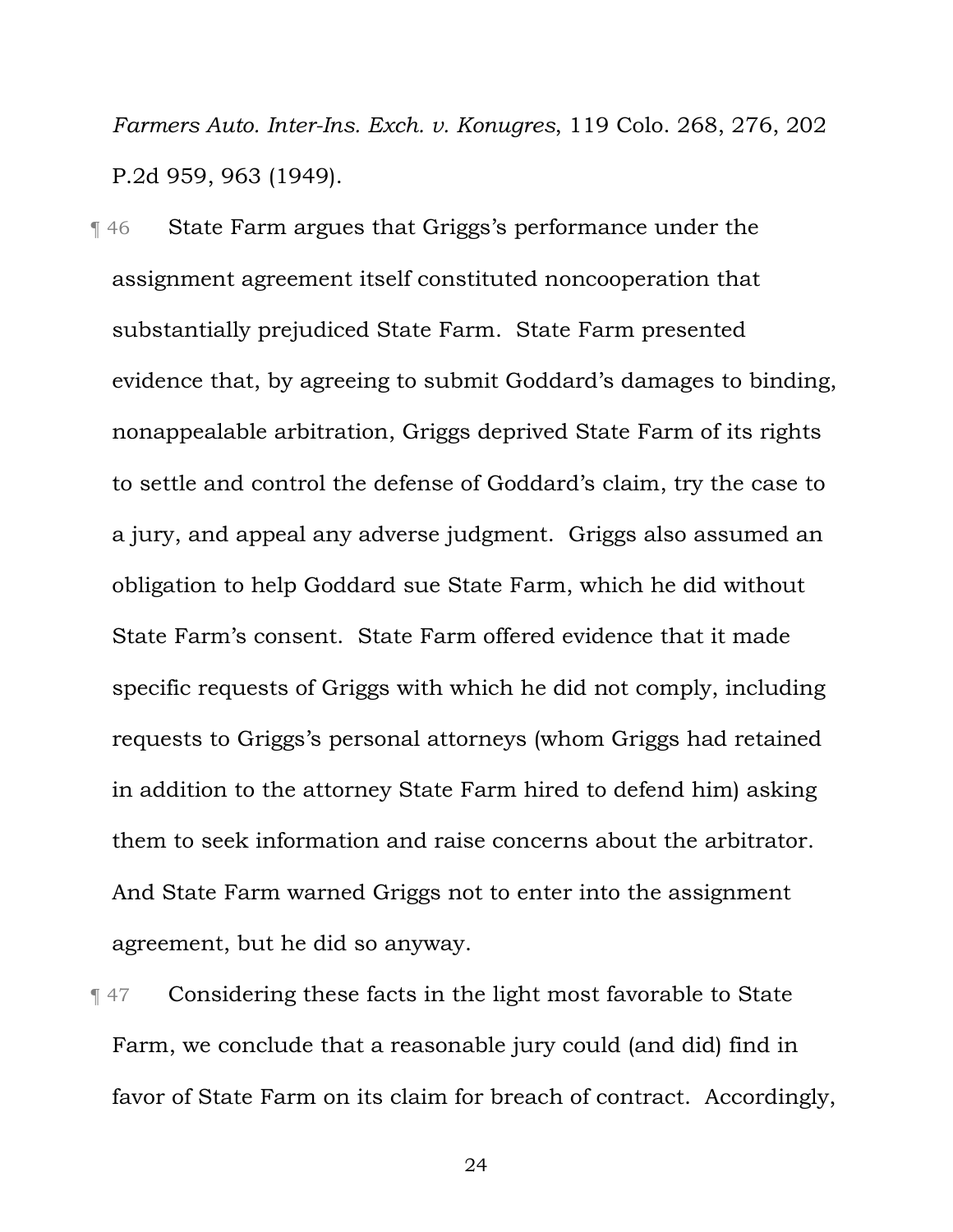*Farmers Auto. Inter-Ins. Exch. v. Konugres*, 119 Colo. 268, 276, 202 P.2d 959, 963 (1949).

¶ 46 State Farm argues that Griggs's performance under the assignment agreement itself constituted noncooperation that substantially prejudiced State Farm. State Farm presented evidence that, by agreeing to submit Goddard's damages to binding, nonappealable arbitration, Griggs deprived State Farm of its rights to settle and control the defense of Goddard's claim, try the case to a jury, and appeal any adverse judgment. Griggs also assumed an obligation to help Goddard sue State Farm, which he did without State Farm's consent. State Farm offered evidence that it made specific requests of Griggs with which he did not comply, including requests to Griggs's personal attorneys (whom Griggs had retained in addition to the attorney State Farm hired to defend him) asking them to seek information and raise concerns about the arbitrator. And State Farm warned Griggs not to enter into the assignment agreement, but he did so anyway.

¶ 47 Considering these facts in the light most favorable to State Farm, we conclude that a reasonable jury could (and did) find in favor of State Farm on its claim for breach of contract. Accordingly,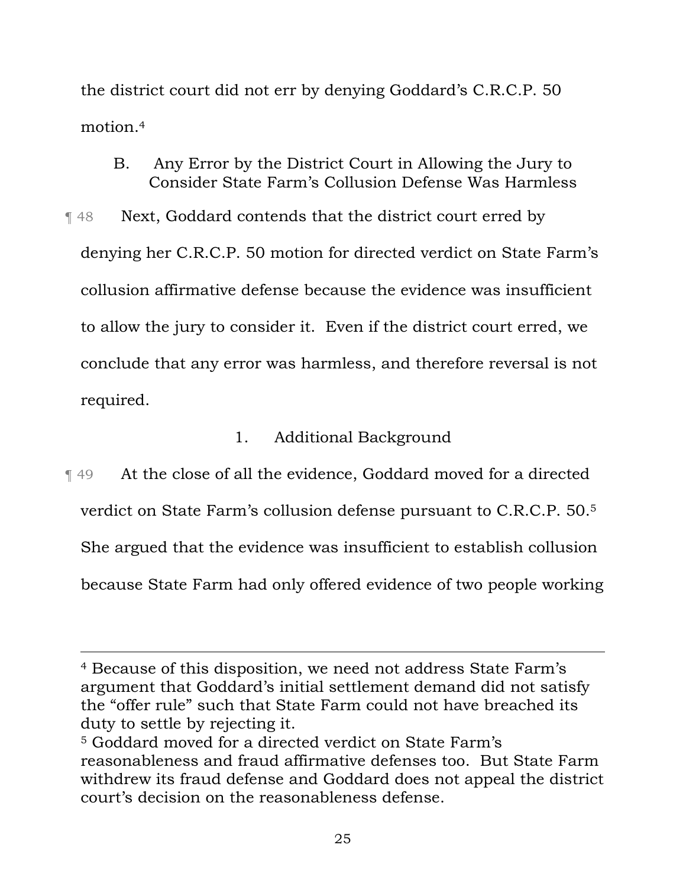the district court did not err by denying Goddard's C.R.C.P. 50 motion.[4]

### B. Any Error by the District Court in Allowing the Jury to Consider State Farm's Collusion Defense Was Harmless

¶ 48 Next, Goddard contends that the district court erred by denying her C.R.C.P. 50 motion for directed verdict on State Farm's collusion affirmative defense because the evidence was insufficient to allow the jury to consider it. Even if the district court erred, we conclude that any error was harmless, and therefore reversal is not required.

#### 1. Additional Background

¶ 49 At the close of all the evidence, Goddard moved for a directed verdict on State Farm's collusion defense pursuant to C.R.C.P. 50.[5] She argued that the evidence was insufficient to establish collusion because State Farm had only offered evidence of two people working

---

[4] Because of this disposition, we need not address State Farm's argument that Goddard's initial settlement demand did not satisfy the "offer rule" such that State Farm could not have breached its duty to settle by rejecting it.

[5] Goddard moved for a directed verdict on State Farm's reasonableness and fraud affirmative defenses too. But State Farm withdrew its fraud defense and Goddard does not appeal the district court's decision on the reasonableness defense.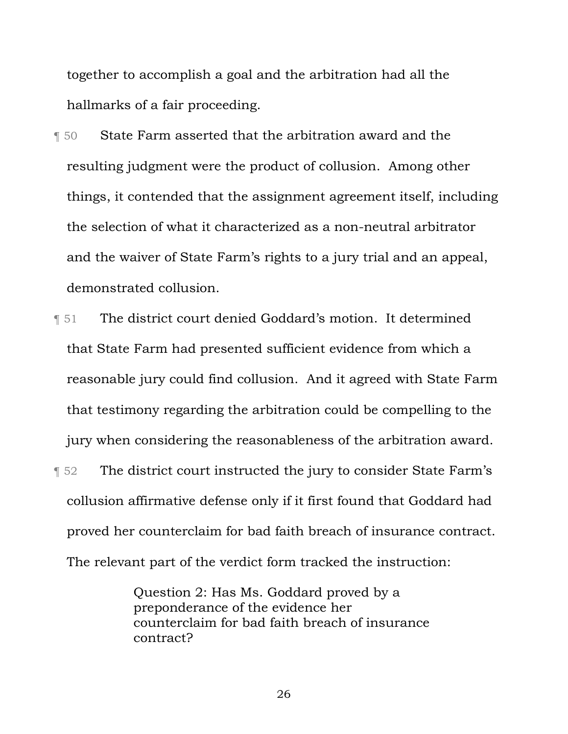together to accomplish a goal and the arbitration had all the hallmarks of a fair proceeding.

¶ 50 State Farm asserted that the arbitration award and the resulting judgment were the product of collusion. Among other things, it contended that the assignment agreement itself, including the selection of what it characterized as a non-neutral arbitrator and the waiver of State Farm's rights to a jury trial and an appeal, demonstrated collusion.

¶ 51 The district court denied Goddard's motion. It determined that State Farm had presented sufficient evidence from which a reasonable jury could find collusion. And it agreed with State Farm that testimony regarding the arbitration could be compelling to the jury when considering the reasonableness of the arbitration award.

¶ 52 The district court instructed the jury to consider State Farm's collusion affirmative defense only if it first found that Goddard had proved her counterclaim for bad faith breach of insurance contract. The relevant part of the verdict form tracked the instruction:

> Question 2: Has Ms. Goddard proved by a preponderance of the evidence her counterclaim for bad faith breach of insurance contract?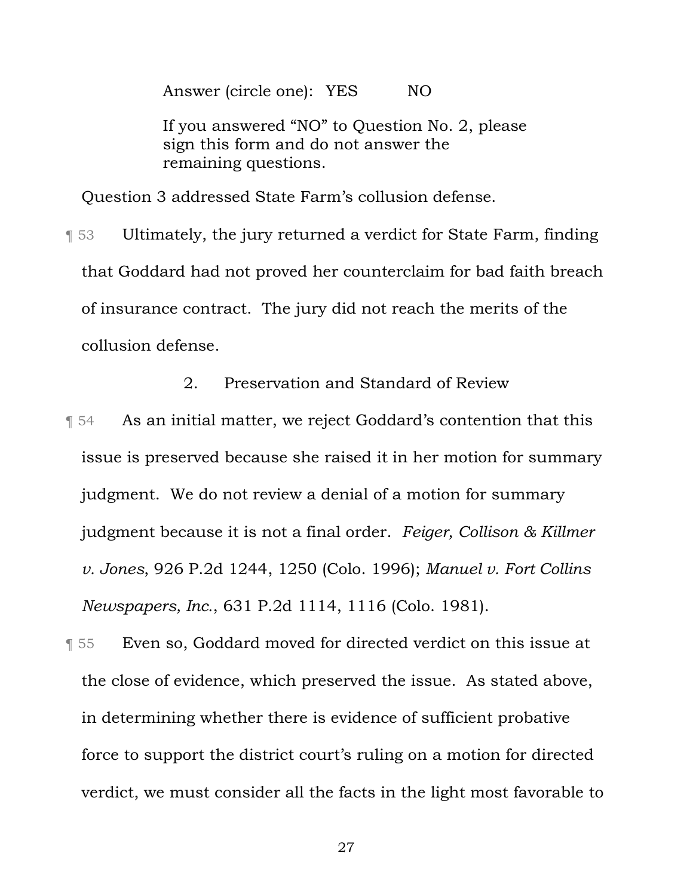Answer (circle one): YES NO

If you answered "NO" to Question No. 2, please sign this form and do not answer the remaining questions.

Question 3 addressed State Farm's collusion defense.

¶ 53 Ultimately, the jury returned a verdict for State Farm, finding that Goddard had not proved her counterclaim for bad faith breach of insurance contract. The jury did not reach the merits of the collusion defense.

### 2. Preservation and Standard of Review

¶ 54 As an initial matter, we reject Goddard's contention that this issue is preserved because she raised it in her motion for summary judgment. We do not review a denial of a motion for summary judgment because it is not a final order. *Feiger, Collison & Killmer v. Jones*, 926 P.2d 1244, 1250 (Colo. 1996); *Manuel v. Fort Collins Newspapers, Inc.*, 631 P.2d 1114, 1116 (Colo. 1981).

¶ 55 Even so, Goddard moved for directed verdict on this issue at the close of evidence, which preserved the issue. As stated above, in determining whether there is evidence of sufficient probative force to support the district court's ruling on a motion for directed verdict, we must consider all the facts in the light most favorable to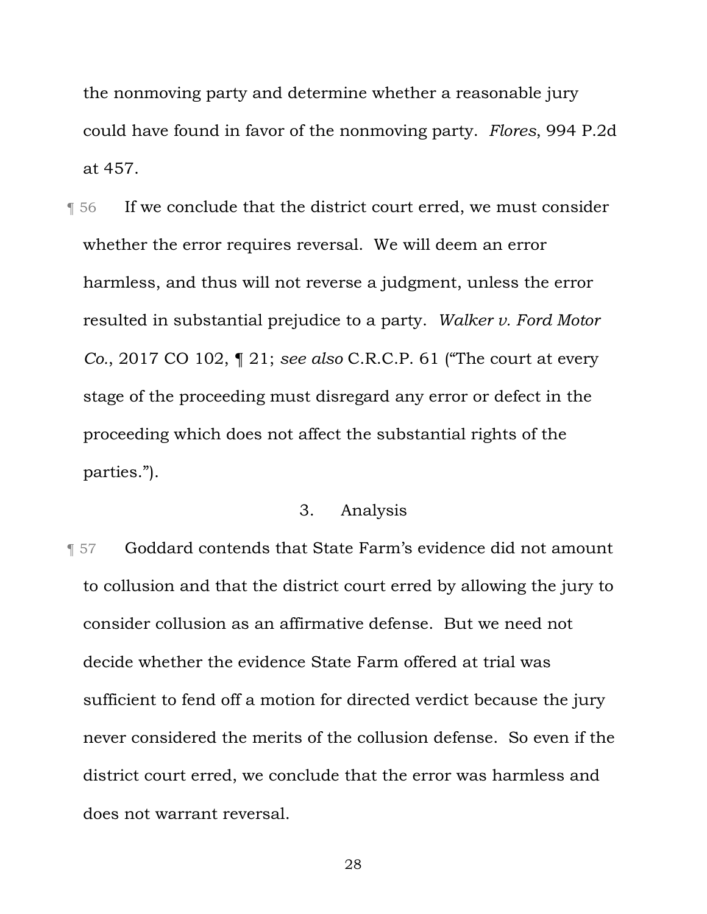the nonmoving party and determine whether a reasonable jury could have found in favor of the nonmoving party. *Flores*, 994 P.2d at 457.

¶ 56 If we conclude that the district court erred, we must consider whether the error requires reversal. We will deem an error harmless, and thus will not reverse a judgment, unless the error resulted in substantial prejudice to a party. *Walker v. Ford Motor Co.*, 2017 CO 102, ¶ 21; *see also* C.R.C.P. 61 ("The court at every stage of the proceeding must disregard any error or defect in the proceeding which does not affect the substantial rights of the parties.").

### 3. Analysis

¶ 57 Goddard contends that State Farm's evidence did not amount to collusion and that the district court erred by allowing the jury to consider collusion as an affirmative defense. But we need not decide whether the evidence State Farm offered at trial was sufficient to fend off a motion for directed verdict because the jury never considered the merits of the collusion defense. So even if the district court erred, we conclude that the error was harmless and does not warrant reversal.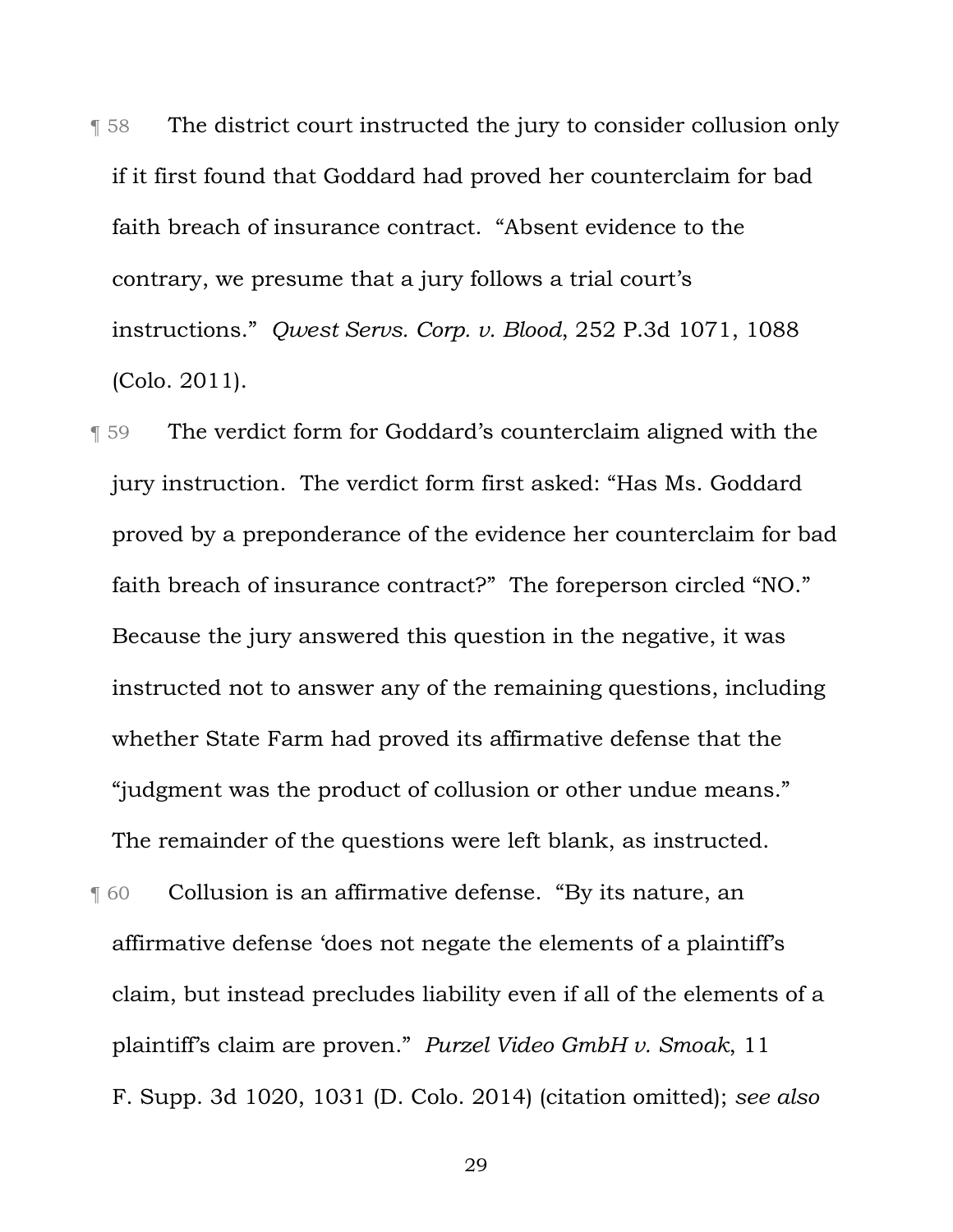¶ 58 The district court instructed the jury to consider collusion only if it first found that Goddard had proved her counterclaim for bad faith breach of insurance contract. "Absent evidence to the contrary, we presume that a jury follows a trial court's instructions." *Qwest Servs. Corp. v. Blood*, 252 P.3d 1071, 1088 (Colo. 2011).

¶ 59 The verdict form for Goddard's counterclaim aligned with the jury instruction. The verdict form first asked: "Has Ms. Goddard proved by a preponderance of the evidence her counterclaim for bad faith breach of insurance contract?" The foreperson circled "NO." Because the jury answered this question in the negative, it was instructed not to answer any of the remaining questions, including whether State Farm had proved its affirmative defense that the "judgment was the product of collusion or other undue means." The remainder of the questions were left blank, as instructed.

¶ 60 Collusion is an affirmative defense. "By its nature, an affirmative defense 'does not negate the elements of a plaintiff's claim, but instead precludes liability even if all of the elements of a plaintiff's claim are proven." *Purzel Video GmbH v. Smoak*, 11 F. Supp. 3d 1020, 1031 (D. Colo. 2014) (citation omitted); *see also*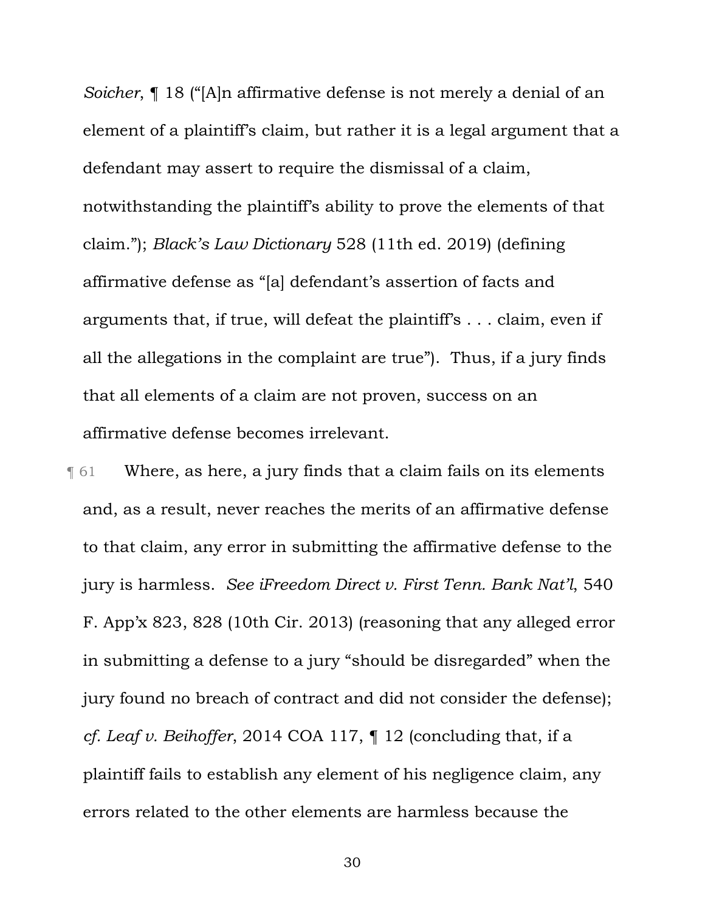*Soicher*, ¶ 18 ("[A]n affirmative defense is not merely a denial of an element of a plaintiff's claim, but rather it is a legal argument that a defendant may assert to require the dismissal of a claim, notwithstanding the plaintiff's ability to prove the elements of that claim."); *Black's Law Dictionary* 528 (11th ed. 2019) (defining affirmative defense as "[a] defendant's assertion of facts and arguments that, if true, will defeat the plaintiff's . . . claim, even if all the allegations in the complaint are true"). Thus, if a jury finds that all elements of a claim are not proven, success on an affirmative defense becomes irrelevant.

¶ 61 Where, as here, a jury finds that a claim fails on its elements and, as a result, never reaches the merits of an affirmative defense to that claim, any error in submitting the affirmative defense to the jury is harmless. *See iFreedom Direct v. First Tenn. Bank Nat'l*, 540 F. App'x 823, 828 (10th Cir. 2013) (reasoning that any alleged error in submitting a defense to a jury "should be disregarded" when the jury found no breach of contract and did not consider the defense); *cf. Leaf v. Beihoffer*, 2014 COA 117, ¶ 12 (concluding that, if a plaintiff fails to establish any element of his negligence claim, any errors related to the other elements are harmless because the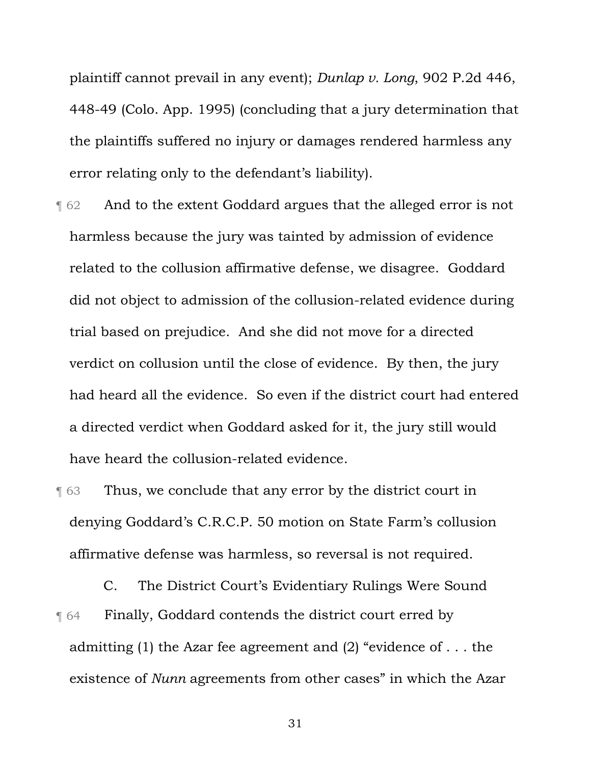plaintiff cannot prevail in any event); *Dunlap v. Long*, 902 P.2d 446, 448-49 (Colo. App. 1995) (concluding that a jury determination that the plaintiffs suffered no injury or damages rendered harmless any error relating only to the defendant's liability).

¶ 62 And to the extent Goddard argues that the alleged error is not harmless because the jury was tainted by admission of evidence related to the collusion affirmative defense, we disagree. Goddard did not object to admission of the collusion-related evidence during trial based on prejudice. And she did not move for a directed verdict on collusion until the close of evidence. By then, the jury had heard all the evidence. So even if the district court had entered a directed verdict when Goddard asked for it, the jury still would have heard the collusion-related evidence.

¶ 63 Thus, we conclude that any error by the district court in denying Goddard's C.R.C.P. 50 motion on State Farm's collusion affirmative defense was harmless, so reversal is not required.

### C. The District Court's Evidentiary Rulings Were Sound

¶ 64 Finally, Goddard contends the district court erred by admitting (1) the Azar fee agreement and (2) "evidence of . . . the existence of *Nunn* agreements from other cases" in which the Azar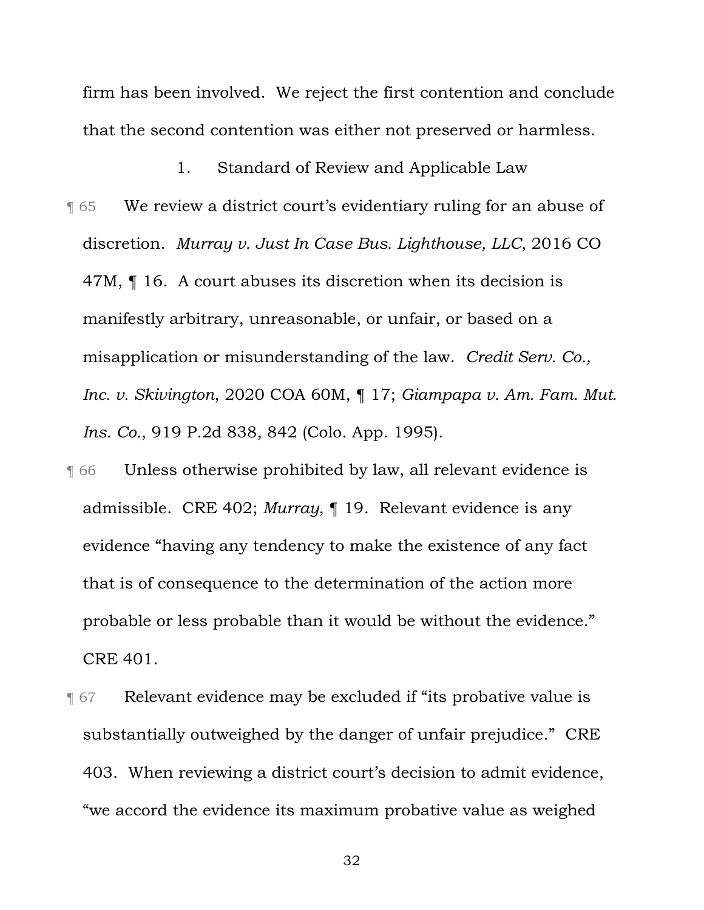firm has been involved. We reject the first contention and conclude that the second contention was either not preserved or harmless.

1. Standard of Review and Applicable Law

¶ 65 We review a district court's evidentiary ruling for an abuse of discretion. *Murray v. Just In Case Bus. Lighthouse, LLC*, 2016 CO 47M, ¶ 16. A court abuses its discretion when its decision is manifestly arbitrary, unreasonable, or unfair, or based on a misapplication or misunderstanding of the law. *Credit Serv. Co., Inc. v. Skivington*, 2020 COA 60M, ¶ 17; *Giampapa v. Am. Fam. Mut. Ins. Co.*, 919 P.2d 838, 842 (Colo. App. 1995).

¶ 66 Unless otherwise prohibited by law, all relevant evidence is admissible. CRE 402; *Murray*, ¶ 19. Relevant evidence is any evidence "having any tendency to make the existence of any fact that is of consequence to the determination of the action more probable or less probable than it would be without the evidence." CRE 401.

¶ 67 Relevant evidence may be excluded if "its probative value is substantially outweighed by the danger of unfair prejudice." CRE 403. When reviewing a district court's decision to admit evidence, "we accord the evidence its maximum probative value as weighed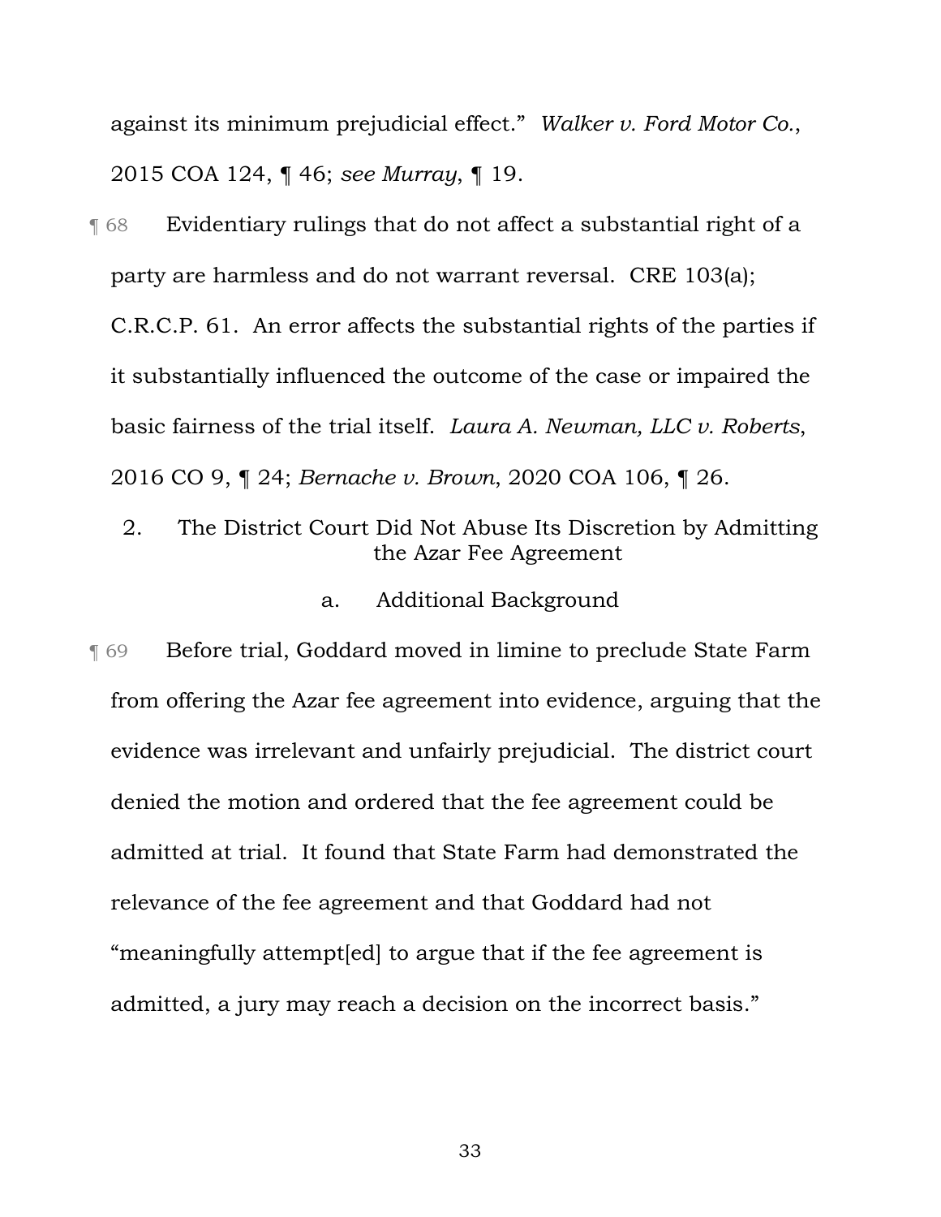against its minimum prejudicial effect." *Walker v. Ford Motor Co.*, 2015 COA 124, ¶ 46; *see Murray*, ¶ 19.

¶ 68 Evidentiary rulings that do not affect a substantial right of a party are harmless and do not warrant reversal. CRE 103(a); C.R.C.P. 61. An error affects the substantial rights of the parties if it substantially influenced the outcome of the case or impaired the basic fairness of the trial itself. *Laura A. Newman, LLC v. Roberts*, 2016 CO 9, ¶ 24; *Bernache v. Brown*, 2020 COA 106, ¶ 26.

### 2. The District Court Did Not Abuse Its Discretion by Admitting the Azar Fee Agreement

#### a. Additional Background

¶ 69 Before trial, Goddard moved in limine to preclude State Farm from offering the Azar fee agreement into evidence, arguing that the evidence was irrelevant and unfairly prejudicial. The district court denied the motion and ordered that the fee agreement could be admitted at trial. It found that State Farm had demonstrated the relevance of the fee agreement and that Goddard had not "meaningfully attempt[ed] to argue that if the fee agreement is admitted, a jury may reach a decision on the incorrect basis."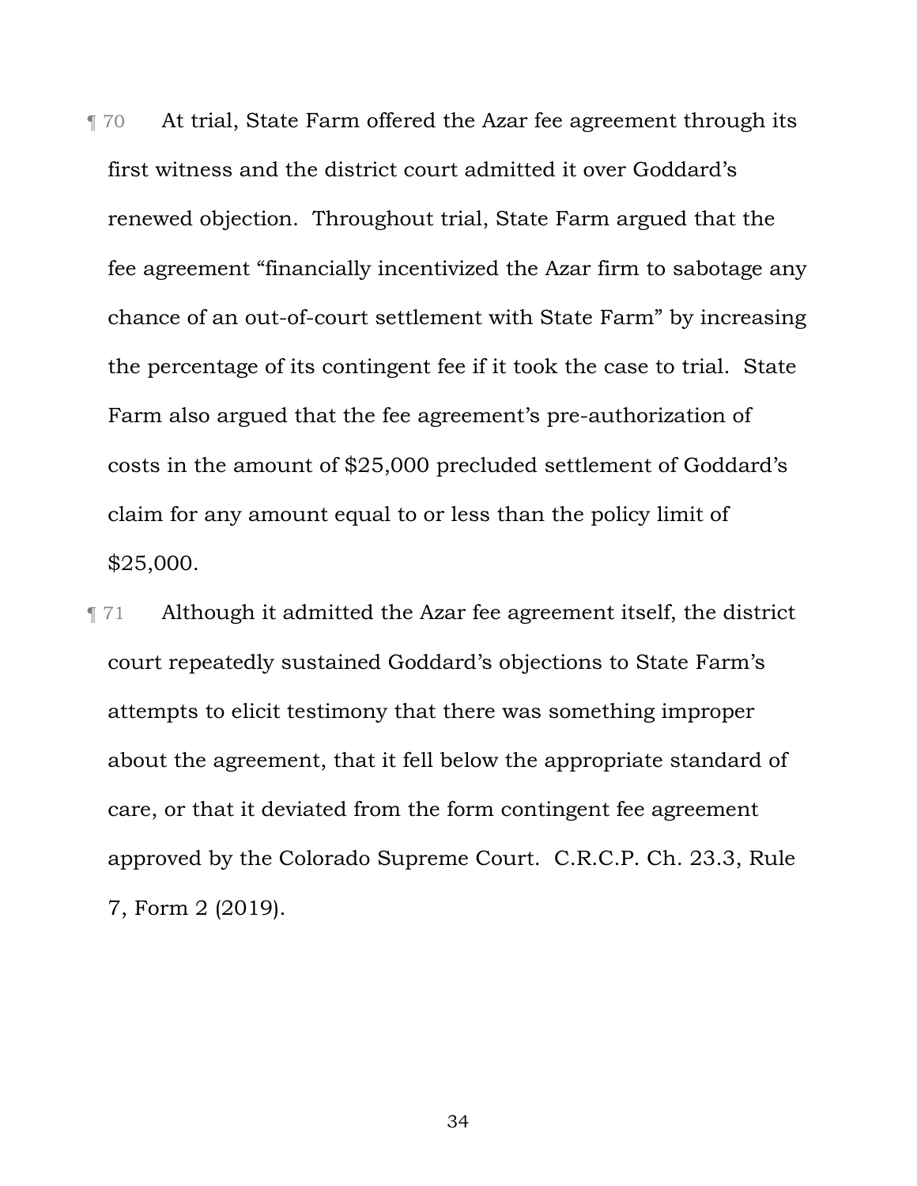¶ 70 At trial, State Farm offered the Azar fee agreement through its first witness and the district court admitted it over Goddard's renewed objection. Throughout trial, State Farm argued that the fee agreement "financially incentivized the Azar firm to sabotage any chance of an out-of-court settlement with State Farm" by increasing the percentage of its contingent fee if it took the case to trial. State Farm also argued that the fee agreement's pre-authorization of costs in the amount of $25,000 precluded settlement of Goddard's claim for any amount equal to or less than the policy limit of $25,000.

¶ 71 Although it admitted the Azar fee agreement itself, the district court repeatedly sustained Goddard's objections to State Farm's attempts to elicit testimony that there was something improper about the agreement, that it fell below the appropriate standard of care, or that it deviated from the form contingent fee agreement approved by the Colorado Supreme Court. C.R.C.P. Ch. 23.3, Rule 7, Form 2 (2019).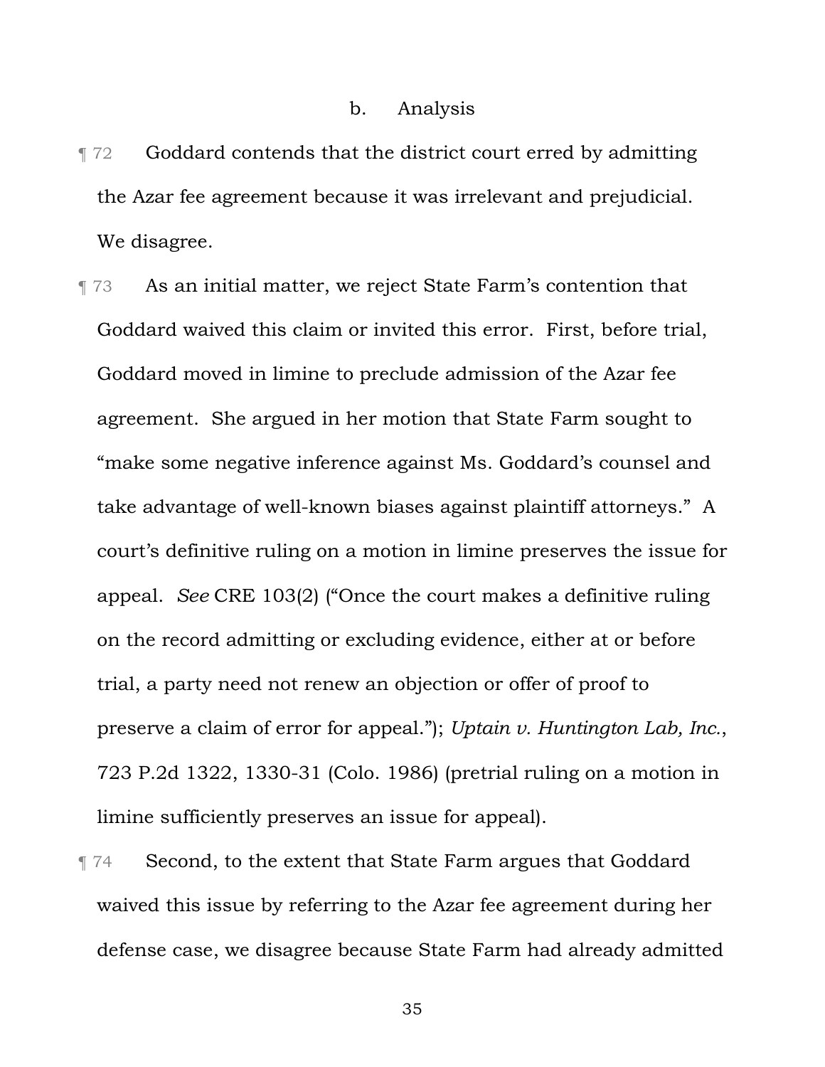#### b. Analysis

¶ 72 Goddard contends that the district court erred by admitting the Azar fee agreement because it was irrelevant and prejudicial. We disagree.

¶ 73 As an initial matter, we reject State Farm's contention that Goddard waived this claim or invited this error. First, before trial, Goddard moved in limine to preclude admission of the Azar fee agreement. She argued in her motion that State Farm sought to "make some negative inference against Ms. Goddard's counsel and take advantage of well-known biases against plaintiff attorneys." A court's definitive ruling on a motion in limine preserves the issue for appeal. *See* CRE 103(2) ("Once the court makes a definitive ruling on the record admitting or excluding evidence, either at or before trial, a party need not renew an objection or offer of proof to preserve a claim of error for appeal."); *Uptain v. Huntington Lab, Inc.*, 723 P.2d 1322, 1330-31 (Colo. 1986) (pretrial ruling on a motion in limine sufficiently preserves an issue for appeal).

¶ 74 Second, to the extent that State Farm argues that Goddard waived this issue by referring to the Azar fee agreement during her defense case, we disagree because State Farm had already admitted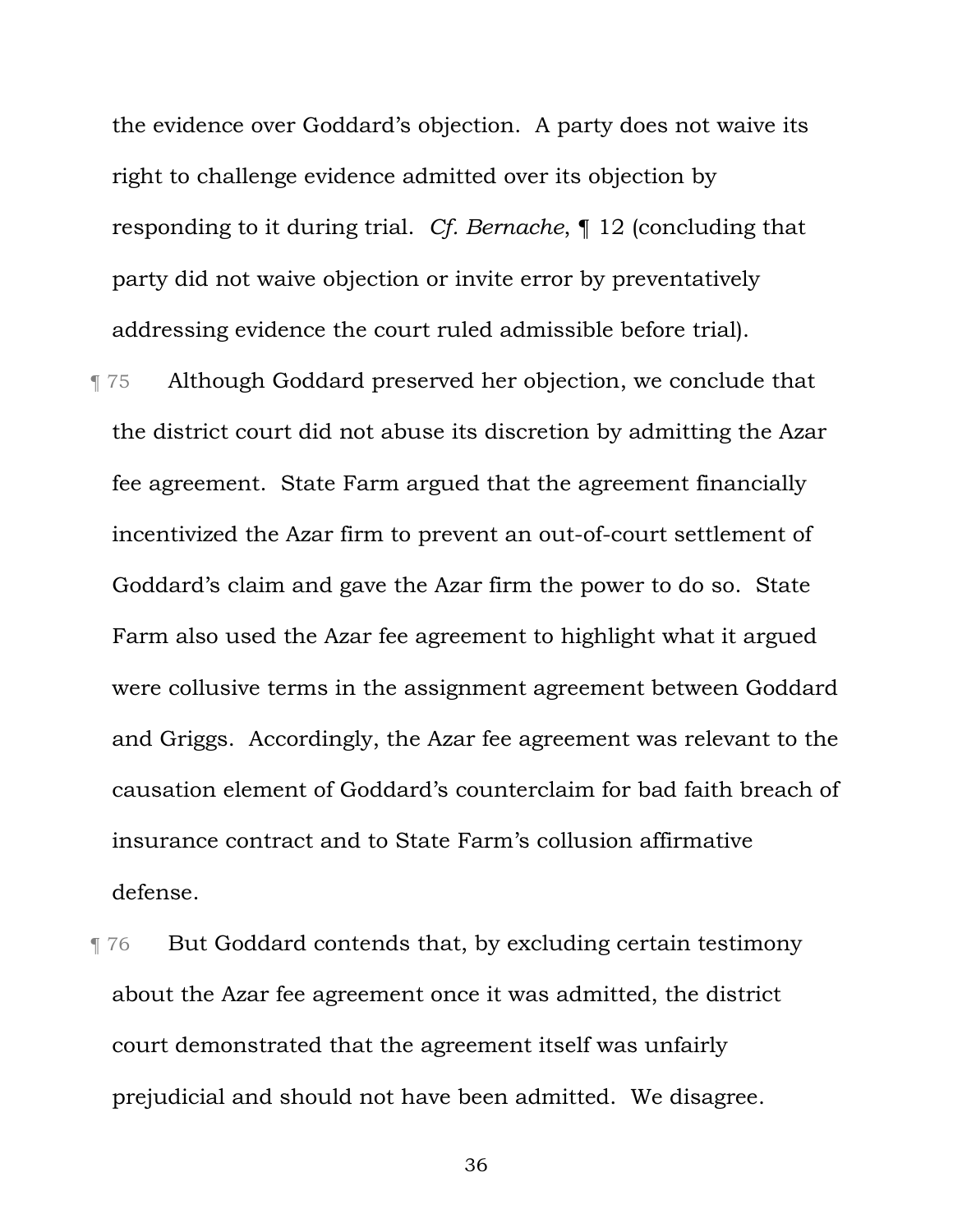the evidence over Goddard's objection. A party does not waive its right to challenge evidence admitted over its objection by responding to it during trial. *Cf. Bernache*, ¶ 12 (concluding that party did not waive objection or invite error by preventatively addressing evidence the court ruled admissible before trial).

¶ 75 Although Goddard preserved her objection, we conclude that the district court did not abuse its discretion by admitting the Azar fee agreement. State Farm argued that the agreement financially incentivized the Azar firm to prevent an out-of-court settlement of Goddard's claim and gave the Azar firm the power to do so. State Farm also used the Azar fee agreement to highlight what it argued were collusive terms in the assignment agreement between Goddard and Griggs. Accordingly, the Azar fee agreement was relevant to the causation element of Goddard's counterclaim for bad faith breach of insurance contract and to State Farm's collusion affirmative defense.

¶ 76 But Goddard contends that, by excluding certain testimony about the Azar fee agreement once it was admitted, the district court demonstrated that the agreement itself was unfairly prejudicial and should not have been admitted. We disagree.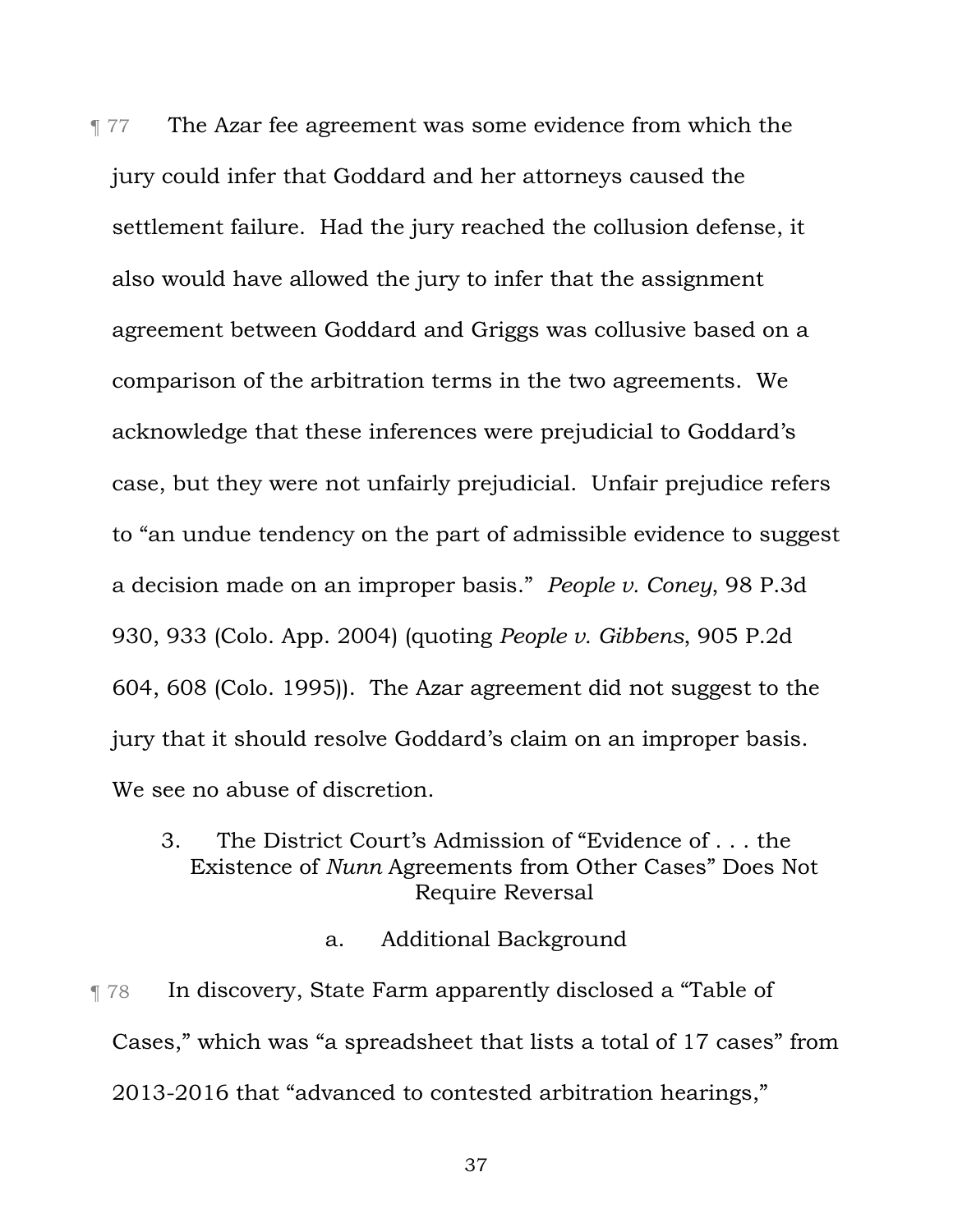¶ 77 The Azar fee agreement was some evidence from which the jury could infer that Goddard and her attorneys caused the settlement failure. Had the jury reached the collusion defense, it also would have allowed the jury to infer that the assignment agreement between Goddard and Griggs was collusive based on a comparison of the arbitration terms in the two agreements. We acknowledge that these inferences were prejudicial to Goddard's case, but they were not unfairly prejudicial. Unfair prejudice refers to "an undue tendency on the part of admissible evidence to suggest a decision made on an improper basis." *People v. Coney*, 98 P.3d 930, 933 (Colo. App. 2004) (quoting *People v. Gibbens*, 905 P.2d 604, 608 (Colo. 1995)). The Azar agreement did not suggest to the jury that it should resolve Goddard's claim on an improper basis. We see no abuse of discretion.

### 3. The District Court's Admission of "Evidence of . . . the Existence of *Nunn* Agreements from Other Cases" Does Not Require Reversal

#### a. Additional Background

¶ 78 In discovery, State Farm apparently disclosed a "Table of Cases," which was "a spreadsheet that lists a total of 17 cases" from 2013-2016 that "advanced to contested arbitration hearings,"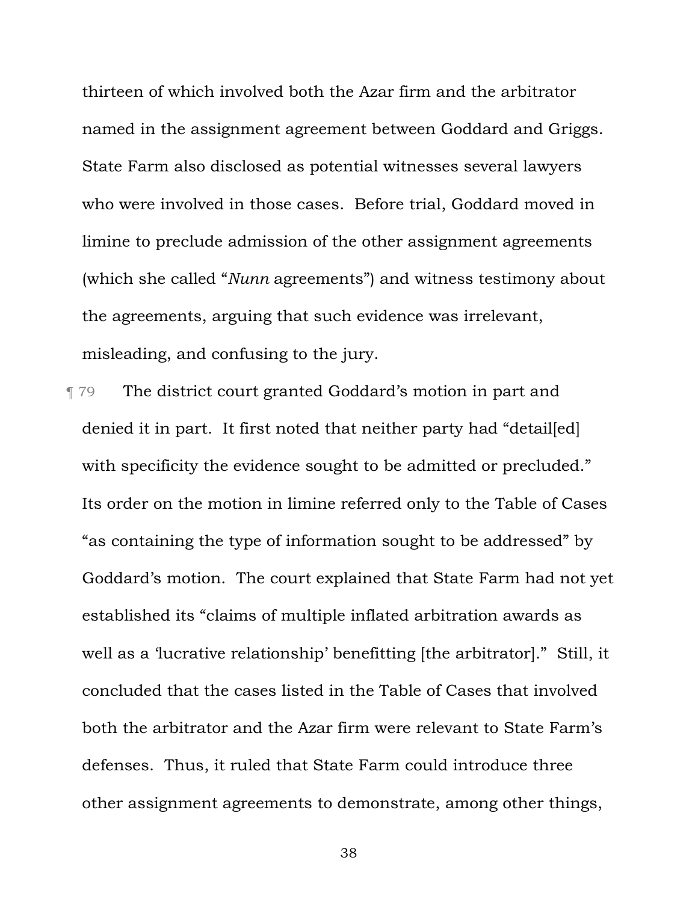thirteen of which involved both the Azar firm and the arbitrator named in the assignment agreement between Goddard and Griggs. State Farm also disclosed as potential witnesses several lawyers who were involved in those cases. Before trial, Goddard moved in limine to preclude admission of the other assignment agreements (which she called "*Nunn* agreements") and witness testimony about the agreements, arguing that such evidence was irrelevant, misleading, and confusing to the jury.

¶ 79 The district court granted Goddard's motion in part and denied it in part. It first noted that neither party had "detail[ed] with specificity the evidence sought to be admitted or precluded." Its order on the motion in limine referred only to the Table of Cases "as containing the type of information sought to be addressed" by Goddard's motion. The court explained that State Farm had not yet established its "claims of multiple inflated arbitration awards as well as a 'lucrative relationship' benefitting [the arbitrator]." Still, it concluded that the cases listed in the Table of Cases that involved both the arbitrator and the Azar firm were relevant to State Farm's defenses. Thus, it ruled that State Farm could introduce three other assignment agreements to demonstrate, among other things,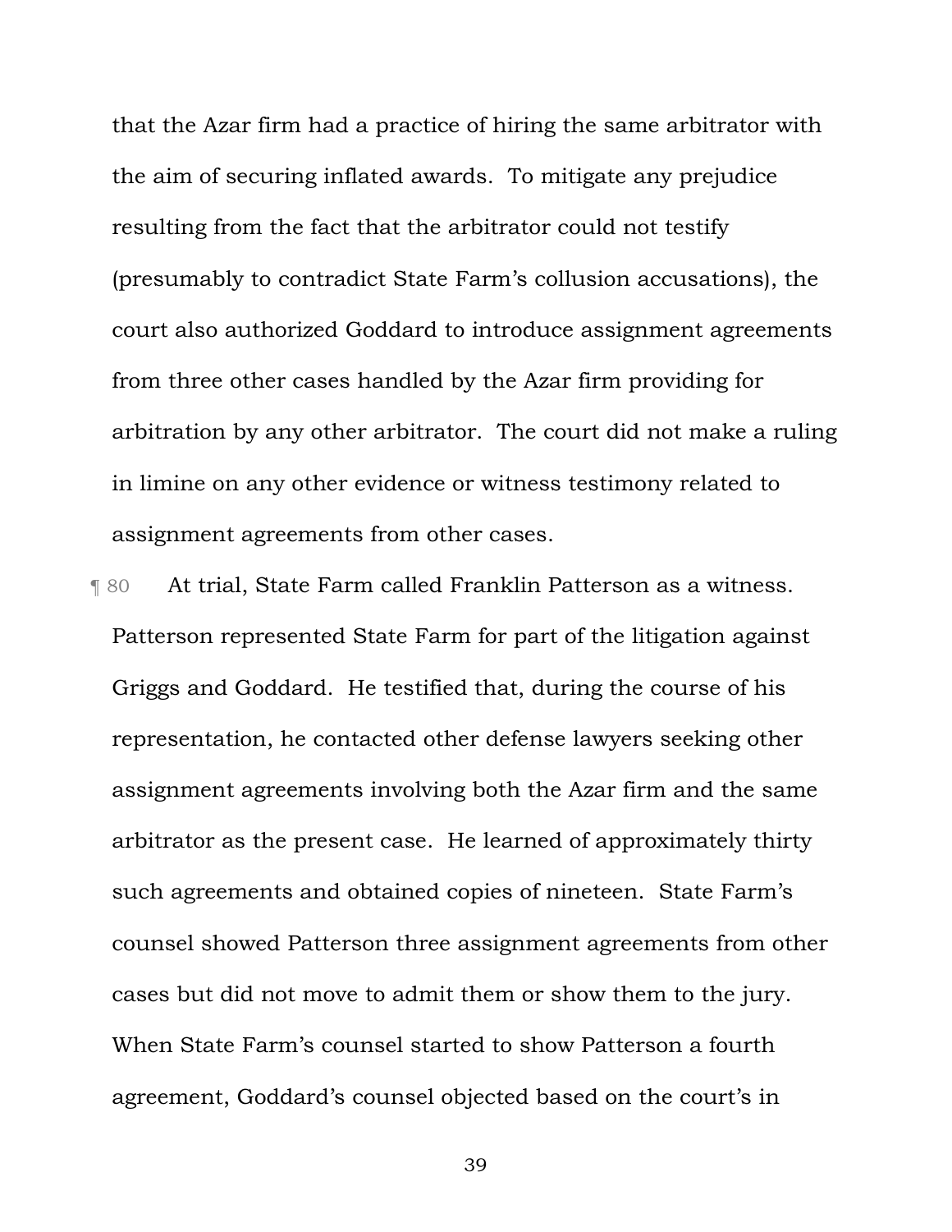that the Azar firm had a practice of hiring the same arbitrator with the aim of securing inflated awards. To mitigate any prejudice resulting from the fact that the arbitrator could not testify (presumably to contradict State Farm's collusion accusations), the court also authorized Goddard to introduce assignment agreements from three other cases handled by the Azar firm providing for arbitration by any other arbitrator. The court did not make a ruling in limine on any other evidence or witness testimony related to assignment agreements from other cases.

¶ 80 At trial, State Farm called Franklin Patterson as a witness. Patterson represented State Farm for part of the litigation against Griggs and Goddard. He testified that, during the course of his representation, he contacted other defense lawyers seeking other assignment agreements involving both the Azar firm and the same arbitrator as the present case. He learned of approximately thirty such agreements and obtained copies of nineteen. State Farm's counsel showed Patterson three assignment agreements from other cases but did not move to admit them or show them to the jury. When State Farm's counsel started to show Patterson a fourth agreement, Goddard's counsel objected based on the court's in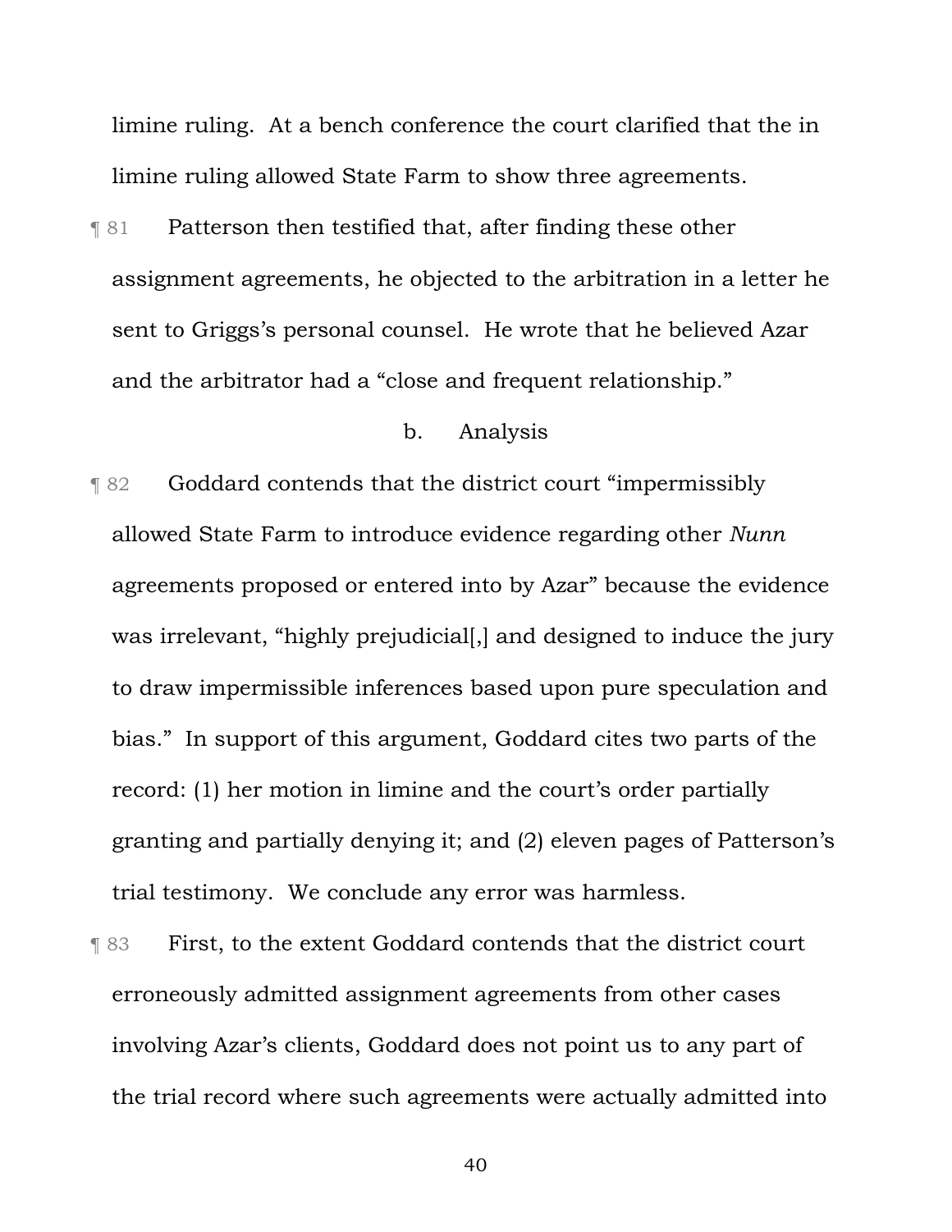limine ruling. At a bench conference the court clarified that the in limine ruling allowed State Farm to show three agreements.

¶ 81 Patterson then testified that, after finding these other assignment agreements, he objected to the arbitration in a letter he sent to Griggs's personal counsel. He wrote that he believed Azar and the arbitrator had a "close and frequent relationship."

b. Analysis

¶ 82 Goddard contends that the district court "impermissibly allowed State Farm to introduce evidence regarding other *Nunn* agreements proposed or entered into by Azar" because the evidence was irrelevant, "highly prejudicial[,] and designed to induce the jury to draw impermissible inferences based upon pure speculation and bias." In support of this argument, Goddard cites two parts of the record: (1) her motion in limine and the court's order partially granting and partially denying it; and (2) eleven pages of Patterson's trial testimony. We conclude any error was harmless.

¶ 83 First, to the extent Goddard contends that the district court erroneously admitted assignment agreements from other cases involving Azar's clients, Goddard does not point us to any part of the trial record where such agreements were actually admitted into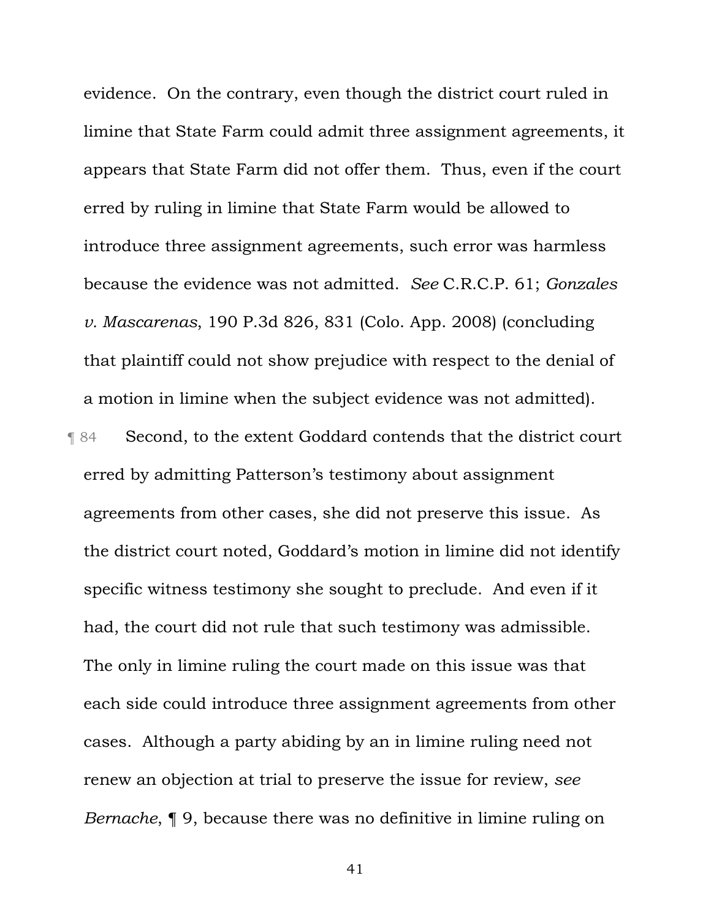evidence. On the contrary, even though the district court ruled in limine that State Farm could admit three assignment agreements, it appears that State Farm did not offer them. Thus, even if the court erred by ruling in limine that State Farm would be allowed to introduce three assignment agreements, such error was harmless because the evidence was not admitted. *See* C.R.C.P. 61; *Gonzales v. Mascarenas*, 190 P.3d 826, 831 (Colo. App. 2008) (concluding that plaintiff could not show prejudice with respect to the denial of a motion in limine when the subject evidence was not admitted).

¶ 84 Second, to the extent Goddard contends that the district court erred by admitting Patterson's testimony about assignment agreements from other cases, she did not preserve this issue. As the district court noted, Goddard's motion in limine did not identify specific witness testimony she sought to preclude. And even if it had, the court did not rule that such testimony was admissible. The only in limine ruling the court made on this issue was that each side could introduce three assignment agreements from other cases. Although a party abiding by an in limine ruling need not renew an objection at trial to preserve the issue for review, *see Bernache*, ¶ 9, because there was no definitive in limine ruling on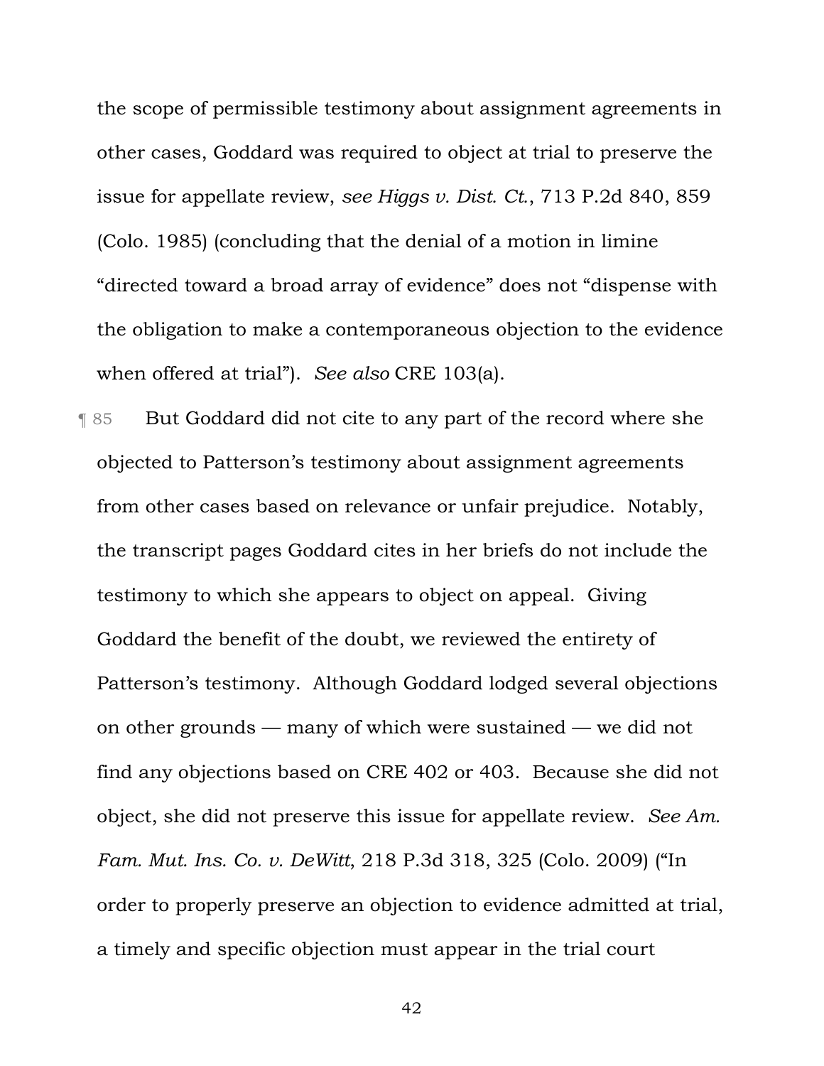the scope of permissible testimony about assignment agreements in other cases, Goddard was required to object at trial to preserve the issue for appellate review, *see Higgs v. Dist. Ct.*, 713 P.2d 840, 859 (Colo. 1985) (concluding that the denial of a motion in limine "directed toward a broad array of evidence" does not "dispense with the obligation to make a contemporaneous objection to the evidence when offered at trial"). *See also* CRE 103(a).

¶ 85 But Goddard did not cite to any part of the record where she objected to Patterson's testimony about assignment agreements from other cases based on relevance or unfair prejudice. Notably, the transcript pages Goddard cites in her briefs do not include the testimony to which she appears to object on appeal. Giving Goddard the benefit of the doubt, we reviewed the entirety of Patterson's testimony. Although Goddard lodged several objections on other grounds — many of which were sustained — we did not find any objections based on CRE 402 or 403. Because she did not object, she did not preserve this issue for appellate review. *See Am. Fam. Mut. Ins. Co. v. DeWitt*, 218 P.3d 318, 325 (Colo. 2009) ("In order to properly preserve an objection to evidence admitted at trial, a timely and specific objection must appear in the trial court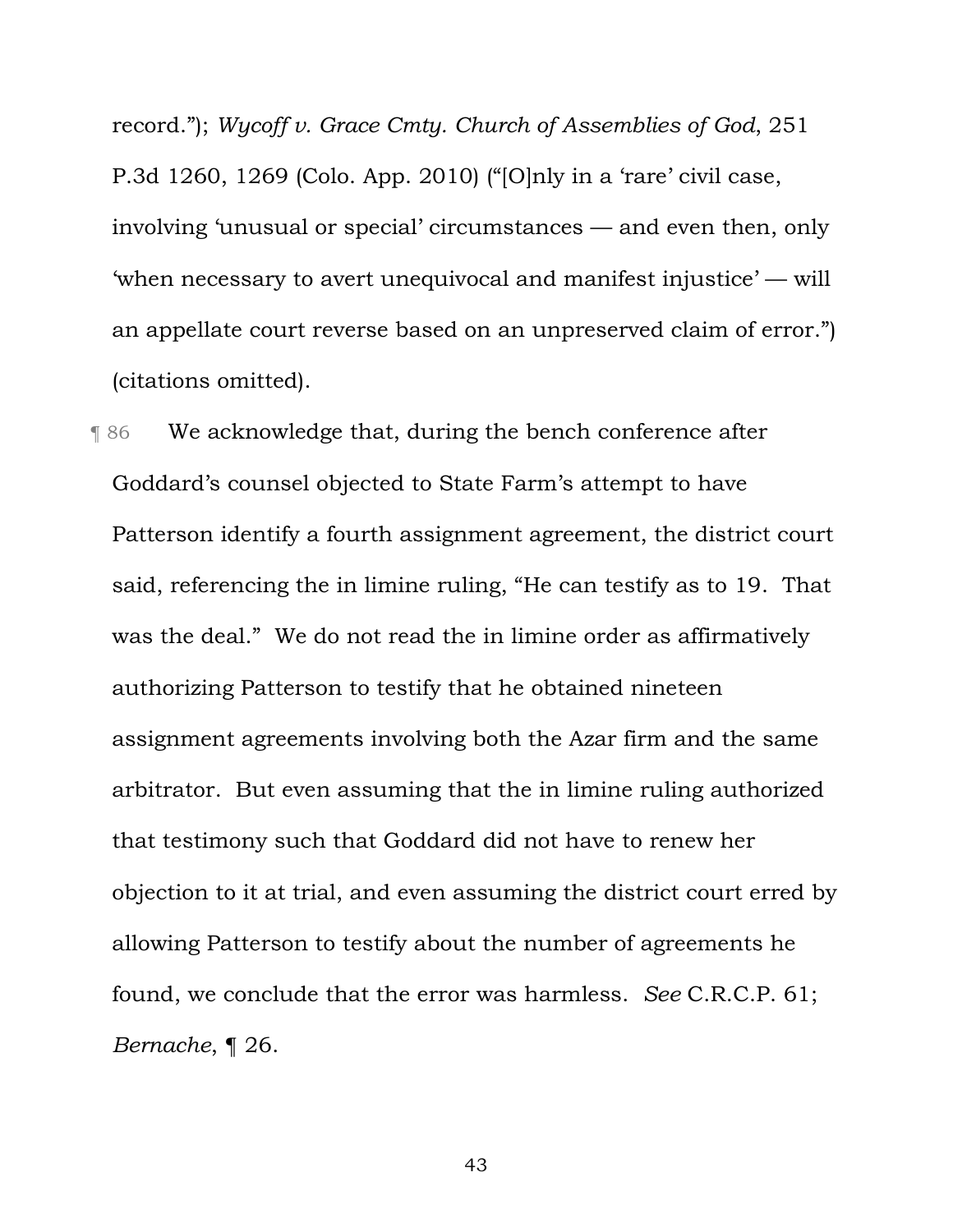record."); *Wycoff v. Grace Cmty. Church of Assemblies of God*, 251 P.3d 1260, 1269 (Colo. App. 2010) ("[O]nly in a 'rare' civil case, involving 'unusual or special' circumstances — and even then, only 'when necessary to avert unequivocal and manifest injustice' — will an appellate court reverse based on an unpreserved claim of error.") (citations omitted).

¶ 86 We acknowledge that, during the bench conference after Goddard's counsel objected to State Farm's attempt to have Patterson identify a fourth assignment agreement, the district court said, referencing the in limine ruling, "He can testify as to 19. That was the deal." We do not read the in limine order as affirmatively authorizing Patterson to testify that he obtained nineteen assignment agreements involving both the Azar firm and the same arbitrator. But even assuming that the in limine ruling authorized that testimony such that Goddard did not have to renew her objection to it at trial, and even assuming the district court erred by allowing Patterson to testify about the number of agreements he found, we conclude that the error was harmless. *See* C.R.C.P. 61; *Bernache*, ¶ 26.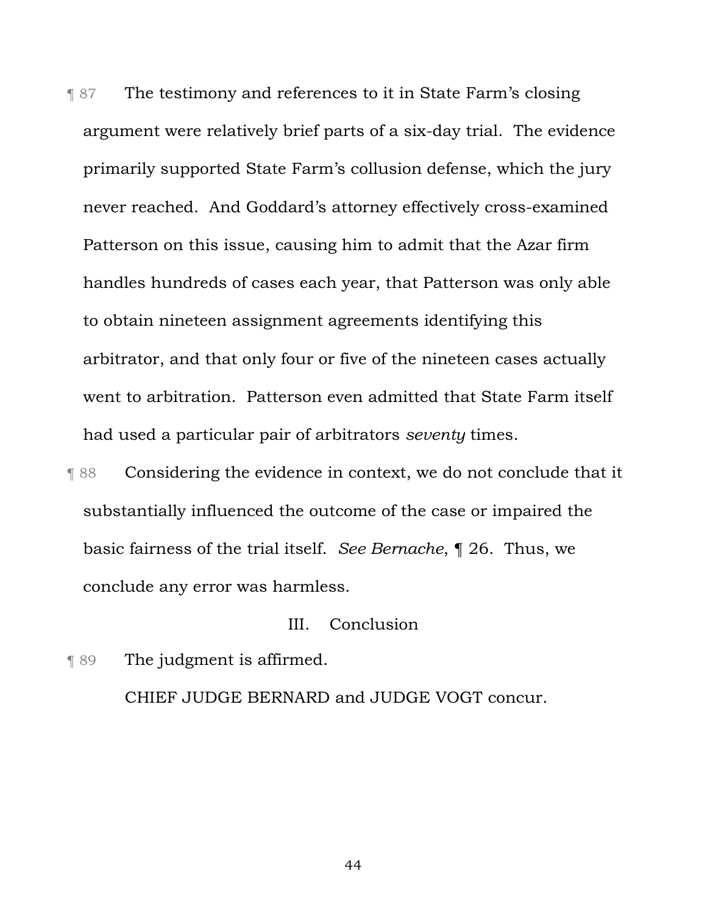¶ 87 The testimony and references to it in State Farm's closing argument were relatively brief parts of a six-day trial. The evidence primarily supported State Farm's collusion defense, which the jury never reached. And Goddard's attorney effectively cross-examined Patterson on this issue, causing him to admit that the Azar firm handles hundreds of cases each year, that Patterson was only able to obtain nineteen assignment agreements identifying this arbitrator, and that only four or five of the nineteen cases actually went to arbitration. Patterson even admitted that State Farm itself had used a particular pair of arbitrators *seventy* times.

¶ 88 Considering the evidence in context, we do not conclude that it substantially influenced the outcome of the case or impaired the basic fairness of the trial itself. *See Bernache*, ¶ 26. Thus, we conclude any error was harmless.

## III. Conclusion

¶ 89 The judgment is affirmed.

CHIEF JUDGE BERNARD and JUDGE VOGT concur.